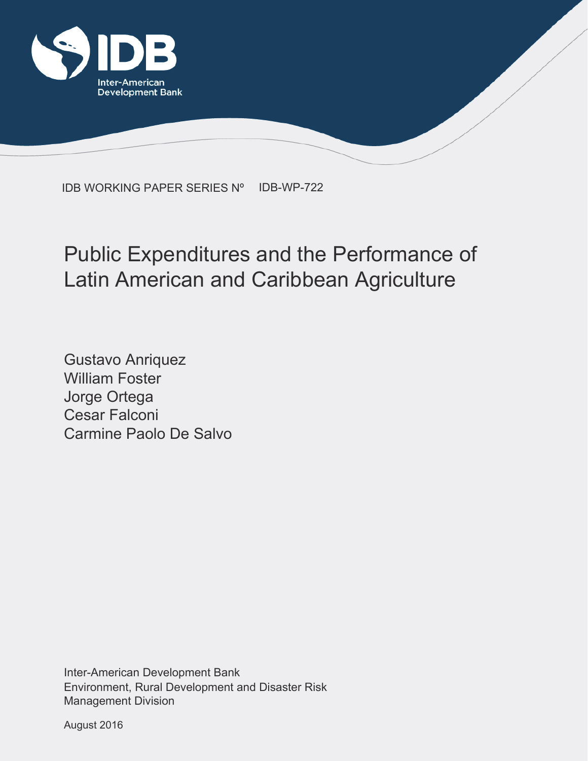IDB WORKING PAPER SERIES Nº IDB-WP-722

# Public Expenditures and the Performance of Latin American and Caribbean Agriculture

Gustavo Anriquez
William Foster
Jorge Ortega
Cesar Falconi
Carmine Paolo De Salvo

Inter-American Development Bank
Environment, Rural Development and Disaster Risk Management Division

August 2016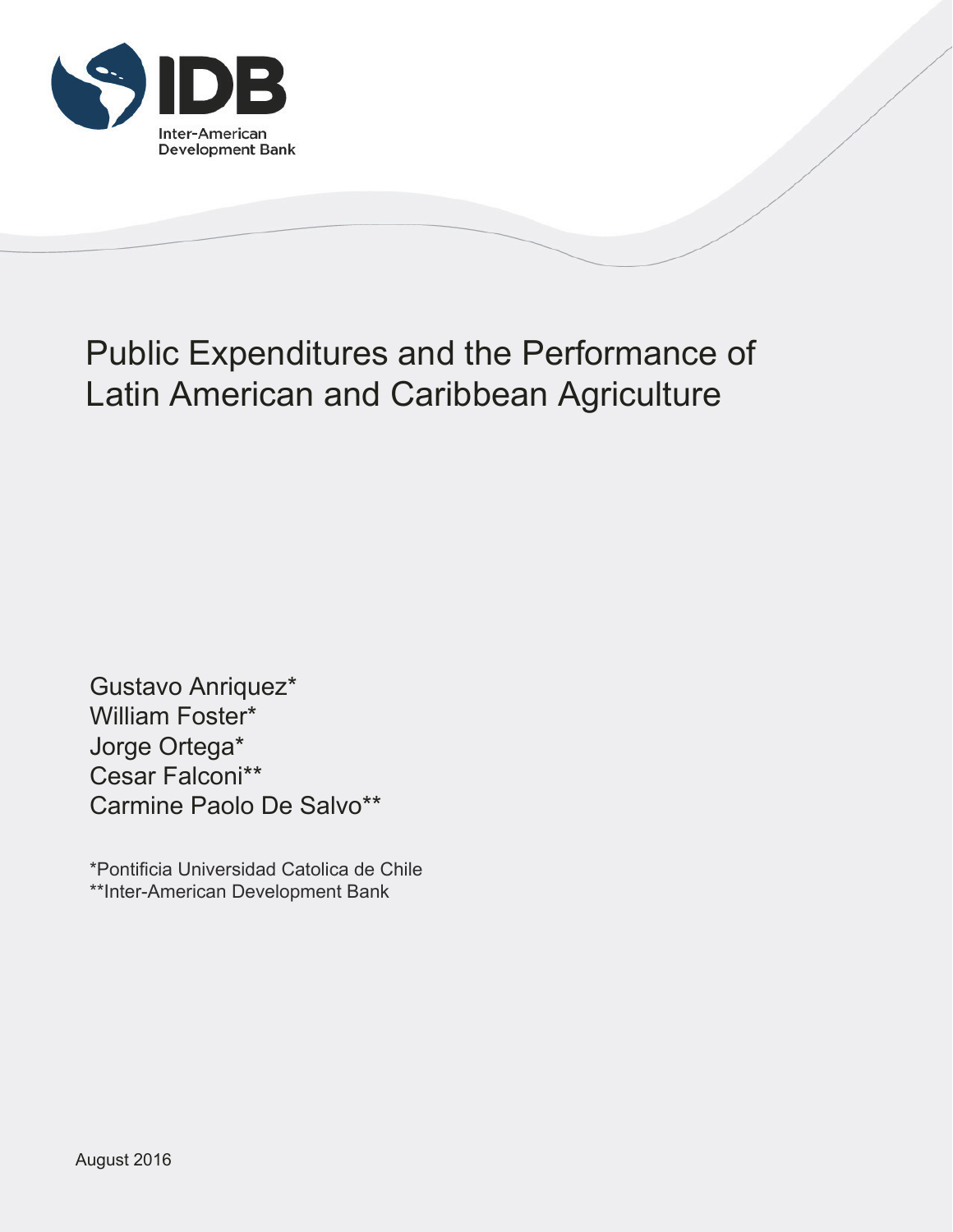Inter-American Development Bank

# Public Expenditures and the Performance of Latin American and Caribbean Agriculture

Gustavo Anriquez*  
William Foster*  
Jorge Ortega*  
Cesar Falconi**  
Carmine Paolo De Salvo**

*Pontificia Universidad Catolica de Chile  
**Inter-American Development Bank

August 2016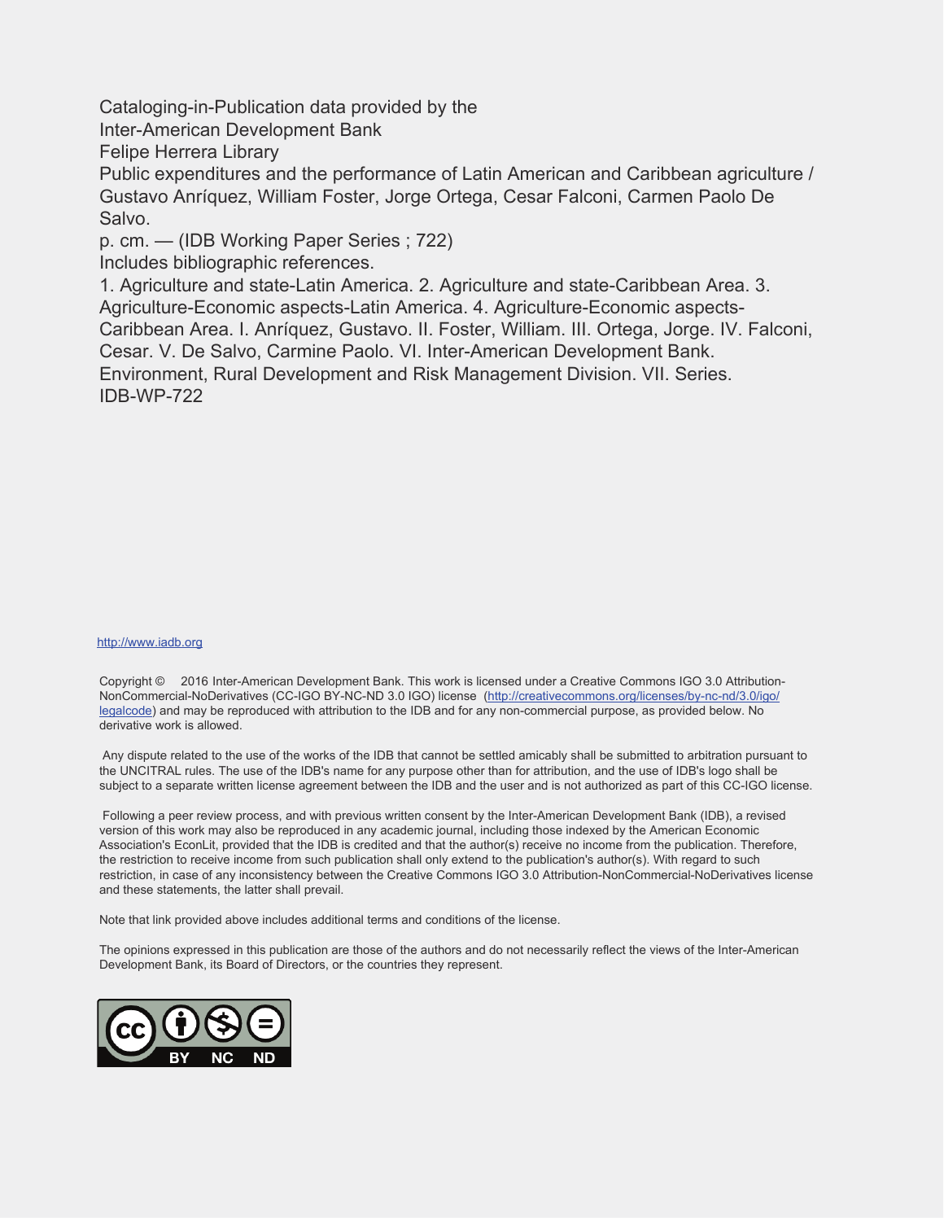Cataloging-in-Publication data provided by the
Inter-American Development Bank
Felipe Herrera Library
Public expenditures and the performance of Latin American and Caribbean agriculture / Gustavo Anríquez, William Foster, Jorge Ortega, Cesar Falconi, Carmen Paolo De Salvo.
p. cm. — (IDB Working Paper Series ; 722)
Includes bibliographic references.
1. Agriculture and state-Latin America. 2. Agriculture and state-Caribbean Area. 3. Agriculture-Economic aspects-Latin America. 4. Agriculture-Economic aspects-Caribbean Area. I. Anríquez, Gustavo. II. Foster, William. III. Ortega, Jorge. IV. Falconi, Cesar. V. De Salvo, Carmine Paolo. VI. Inter-American Development Bank. Environment, Rural Development and Risk Management Division. VII. Series.
IDB-WP-722

http://www.iadb.org

Copyright © 2016 Inter-American Development Bank. This work is licensed under a Creative Commons IGO 3.0 Attribution-NonCommercial-NoDerivatives (CC-IGO BY-NC-ND 3.0 IGO) license (http://creativecommons.org/licenses/by-nc-nd/3.0/igo/legalcode) and may be reproduced with attribution to the IDB and for any non-commercial purpose, as provided below. No derivative work is allowed.

Any dispute related to the use of the works of the IDB that cannot be settled amicably shall be submitted to arbitration pursuant to the UNCITRAL rules. The use of the IDB's name for any purpose other than for attribution, and the use of IDB's logo shall be subject to a separate written license agreement between the IDB and the user and is not authorized as part of this CC-IGO license.

Following a peer review process, and with previous written consent by the Inter-American Development Bank (IDB), a revised version of this work may also be reproduced in any academic journal, including those indexed by the American Economic Association's EconLit, provided that the IDB is credited and that the author(s) receive no income from the publication. Therefore, the restriction to receive income from such publication shall only extend to the publication's author(s). With regard to such restriction, in case of any inconsistency between the Creative Commons IGO 3.0 Attribution-NonCommercial-NoDerivatives license and these statements, the latter shall prevail.

Note that link provided above includes additional terms and conditions of the license.

The opinions expressed in this publication are those of the authors and do not necessarily reflect the views of the Inter-American Development Bank, its Board of Directors, or the countries they represent.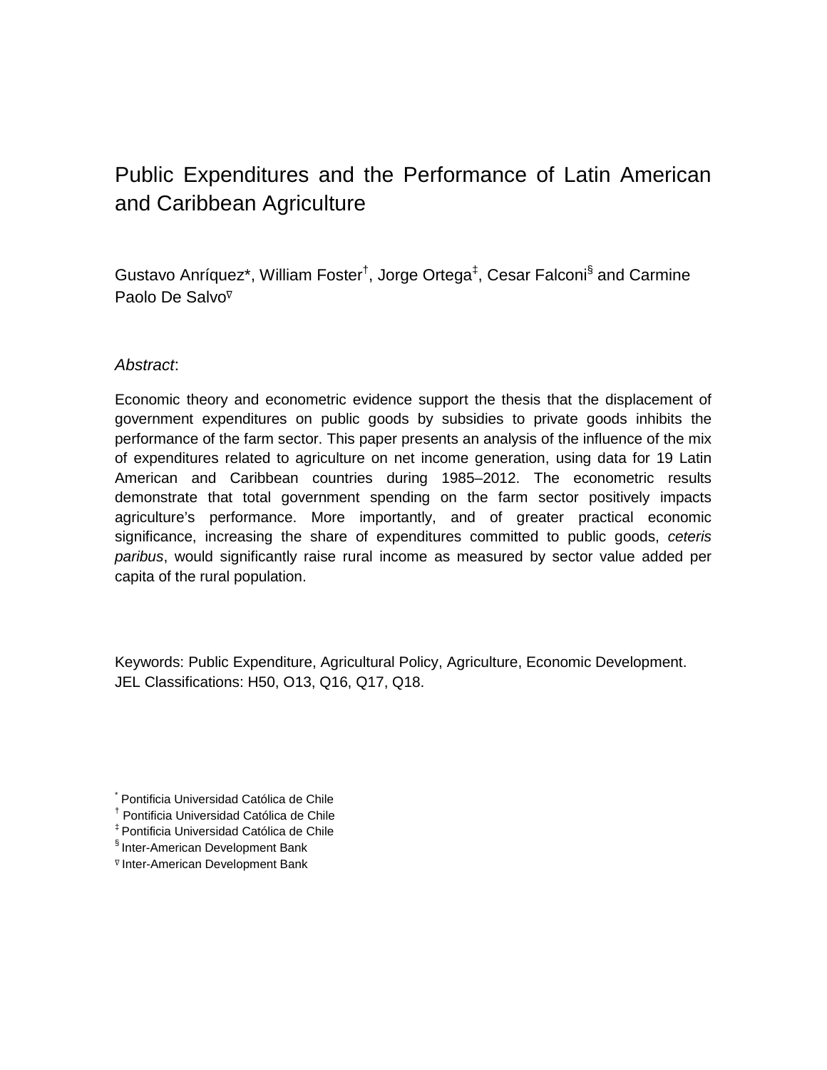# Public Expenditures and the Performance of Latin American and Caribbean Agriculture

Gustavo Anríquez*, William Foster[†], Jorge Ortega[‡], Cesar Falconi[§] and Carmine Paolo De Salvo[∇]

*Abstract*:

Economic theory and econometric evidence support the thesis that the displacement of government expenditures on public goods by subsidies to private goods inhibits the performance of the farm sector. This paper presents an analysis of the influence of the mix of expenditures related to agriculture on net income generation, using data for 19 Latin American and Caribbean countries during 1985–2012. The econometric results demonstrate that total government spending on the farm sector positively impacts agriculture's performance. More importantly, and of greater practical economic significance, increasing the share of expenditures committed to public goods, *ceteris paribus*, would significantly raise rural income as measured by sector value added per capita of the rural population.

Keywords: Public Expenditure, Agricultural Policy, Agriculture, Economic Development.
JEL Classifications: H50, O13, Q16, Q17, Q18.

[*] Pontificia Universidad Católica de Chile
[†] Pontificia Universidad Católica de Chile
[‡] Pontificia Universidad Católica de Chile
[§] Inter-American Development Bank
[∇] Inter-American Development Bank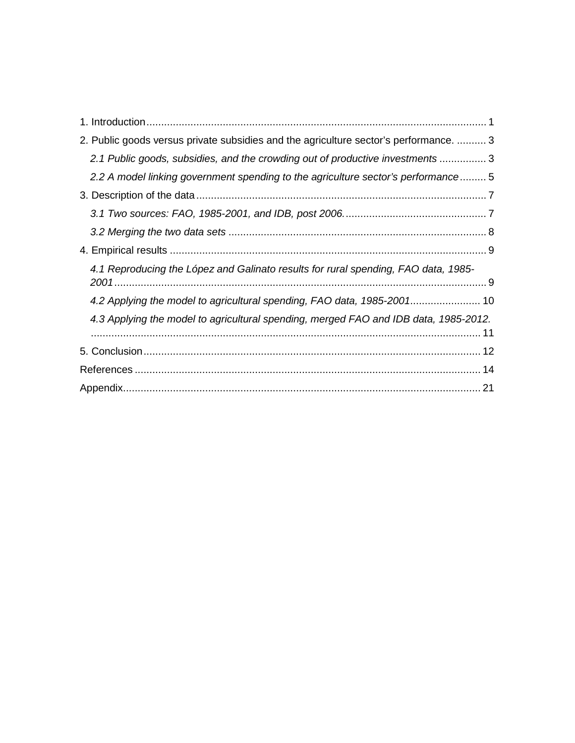1. Introduction .................................................................................................................. 1

2. Public goods versus private subsidies and the agriculture sector's performance. .......... 3

   *2.1 Public goods, subsidies, and the crowding out of productive investments* ................ 3

   *2.2 A model linking government spending to the agriculture sector's performance* ......... 5

3. Description of the data .................................................................................................. 7

   *3.1 Two sources: FAO, 1985-2001, and IDB, post 2006.* ................................................ 7

   *3.2 Merging the two data sets* ........................................................................................ 8

4. Empirical results ........................................................................................................... 9

   *4.1 Reproducing the López and Galinato results for rural spending, FAO data, 1985-2001* ............................................................................................................................. 9

   *4.2 Applying the model to agricultural spending, FAO data, 1985-2001* ........................ 10

   *4.3 Applying the model to agricultural spending, merged FAO and IDB data, 1985-2012.* .................................................................................................................................. 11

5. Conclusion .................................................................................................................. 12

References ..................................................................................................................... 14

Appendix ........................................................................................................................ 21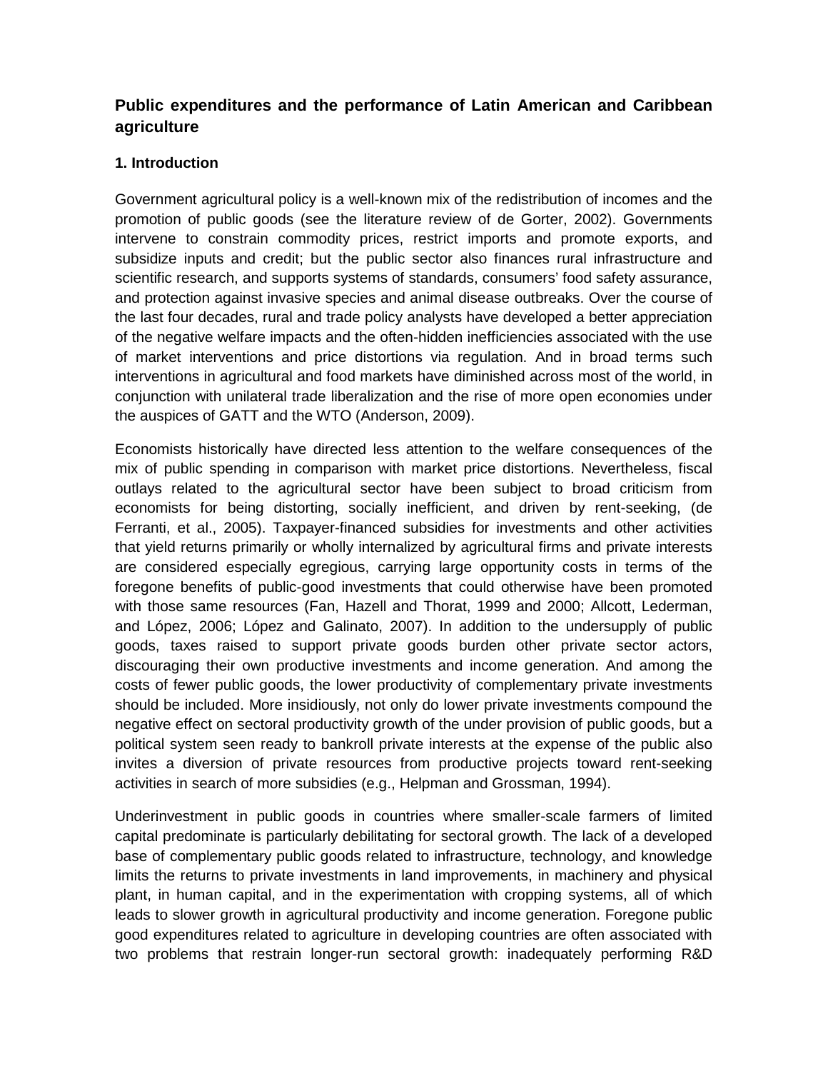## Public expenditures and the performance of Latin American and Caribbean agriculture

### 1. Introduction

Government agricultural policy is a well-known mix of the redistribution of incomes and the promotion of public goods (see the literature review of de Gorter, 2002). Governments intervene to constrain commodity prices, restrict imports and promote exports, and subsidize inputs and credit; but the public sector also finances rural infrastructure and scientific research, and supports systems of standards, consumers' food safety assurance, and protection against invasive species and animal disease outbreaks. Over the course of the last four decades, rural and trade policy analysts have developed a better appreciation of the negative welfare impacts and the often-hidden inefficiencies associated with the use of market interventions and price distortions via regulation. And in broad terms such interventions in agricultural and food markets have diminished across most of the world, in conjunction with unilateral trade liberalization and the rise of more open economies under the auspices of GATT and the WTO (Anderson, 2009).

Economists historically have directed less attention to the welfare consequences of the mix of public spending in comparison with market price distortions. Nevertheless, fiscal outlays related to the agricultural sector have been subject to broad criticism from economists for being distorting, socially inefficient, and driven by rent-seeking, (de Ferranti, et al., 2005). Taxpayer-financed subsidies for investments and other activities that yield returns primarily or wholly internalized by agricultural firms and private interests are considered especially egregious, carrying large opportunity costs in terms of the foregone benefits of public-good investments that could otherwise have been promoted with those same resources (Fan, Hazell and Thorat, 1999 and 2000; Allcott, Lederman, and López, 2006; López and Galinato, 2007). In addition to the undersupply of public goods, taxes raised to support private goods burden other private sector actors, discouraging their own productive investments and income generation. And among the costs of fewer public goods, the lower productivity of complementary private investments should be included. More insidiously, not only do lower private investments compound the negative effect on sectoral productivity growth of the under provision of public goods, but a political system seen ready to bankroll private interests at the expense of the public also invites a diversion of private resources from productive projects toward rent-seeking activities in search of more subsidies (e.g., Helpman and Grossman, 1994).

Underinvestment in public goods in countries where smaller-scale farmers of limited capital predominate is particularly debilitating for sectoral growth. The lack of a developed base of complementary public goods related to infrastructure, technology, and knowledge limits the returns to private investments in land improvements, in machinery and physical plant, in human capital, and in the experimentation with cropping systems, all of which leads to slower growth in agricultural productivity and income generation. Foregone public good expenditures related to agriculture in developing countries are often associated with two problems that restrain longer-run sectoral growth: inadequately performing R&D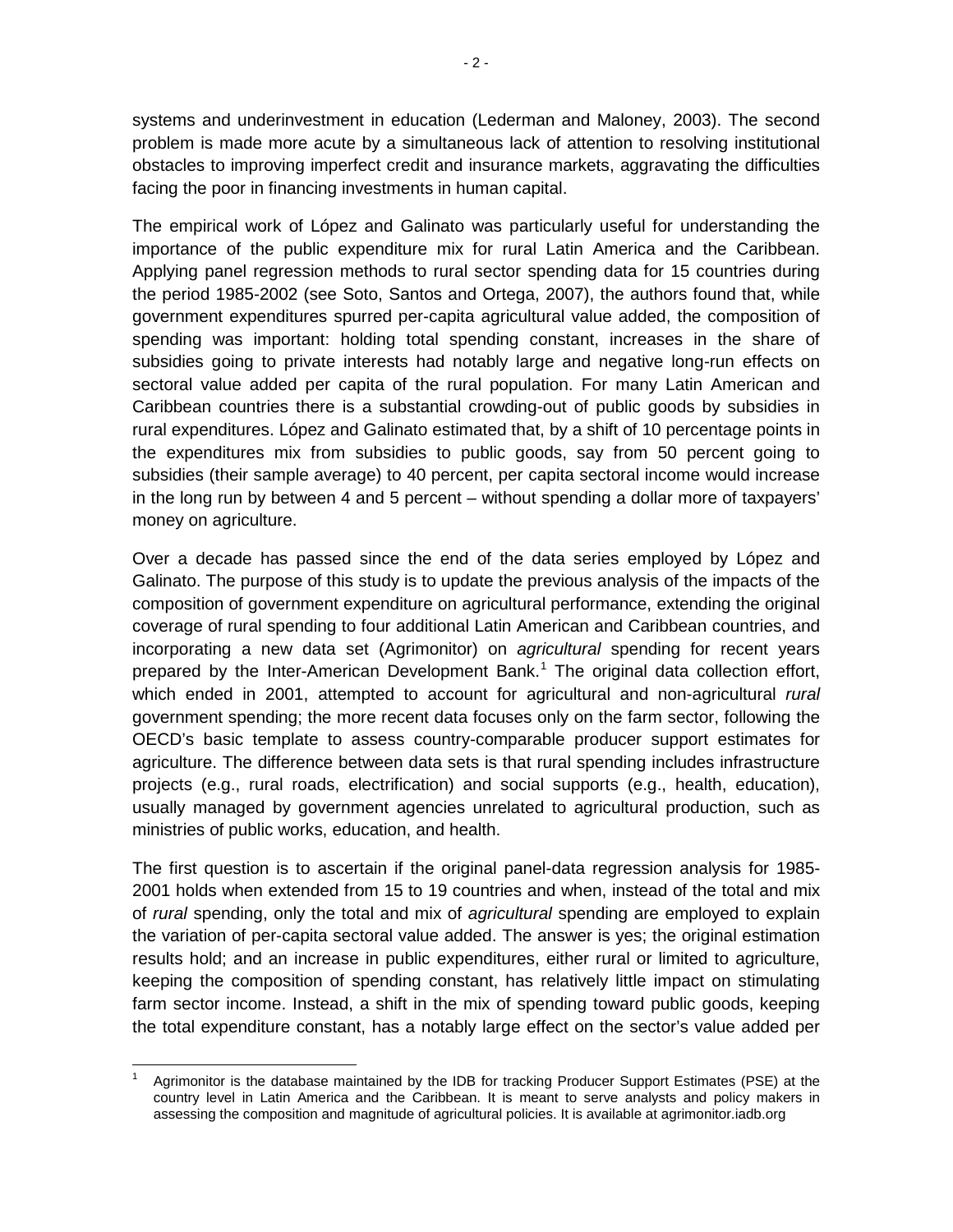systems and underinvestment in education (Lederman and Maloney, 2003). The second problem is made more acute by a simultaneous lack of attention to resolving institutional obstacles to improving imperfect credit and insurance markets, aggravating the difficulties facing the poor in financing investments in human capital.

The empirical work of López and Galinato was particularly useful for understanding the importance of the public expenditure mix for rural Latin America and the Caribbean. Applying panel regression methods to rural sector spending data for 15 countries during the period 1985-2002 (see Soto, Santos and Ortega, 2007), the authors found that, while government expenditures spurred per-capita agricultural value added, the composition of spending was important: holding total spending constant, increases in the share of subsidies going to private interests had notably large and negative long-run effects on sectoral value added per capita of the rural population. For many Latin American and Caribbean countries there is a substantial crowding-out of public goods by subsidies in rural expenditures. López and Galinato estimated that, by a shift of 10 percentage points in the expenditures mix from subsidies to public goods, say from 50 percent going to subsidies (their sample average) to 40 percent, per capita sectoral income would increase in the long run by between 4 and 5 percent – without spending a dollar more of taxpayers' money on agriculture.

Over a decade has passed since the end of the data series employed by López and Galinato. The purpose of this study is to update the previous analysis of the impacts of the composition of government expenditure on agricultural performance, extending the original coverage of rural spending to four additional Latin American and Caribbean countries, and incorporating a new data set (Agrimonitor) on *agricultural* spending for recent years prepared by the Inter-American Development Bank.[1] The original data collection effort, which ended in 2001, attempted to account for agricultural and non-agricultural *rural* government spending; the more recent data focuses only on the farm sector, following the OECD's basic template to assess country-comparable producer support estimates for agriculture. The difference between data sets is that rural spending includes infrastructure projects (e.g., rural roads, electrification) and social supports (e.g., health, education), usually managed by government agencies unrelated to agricultural production, such as ministries of public works, education, and health.

The first question is to ascertain if the original panel-data regression analysis for 1985-2001 holds when extended from 15 to 19 countries and when, instead of the total and mix of *rural* spending, only the total and mix of *agricultural* spending are employed to explain the variation of per-capita sectoral value added. The answer is yes; the original estimation results hold; and an increase in public expenditures, either rural or limited to agriculture, keeping the composition of spending constant, has relatively little impact on stimulating farm sector income. Instead, a shift in the mix of spending toward public goods, keeping the total expenditure constant, has a notably large effect on the sector's value added per

[1] Agrimonitor is the database maintained by the IDB for tracking Producer Support Estimates (PSE) at the country level in Latin America and the Caribbean. It is meant to serve analysts and policy makers in assessing the composition and magnitude of agricultural policies. It is available at agrimonitor.iadb.org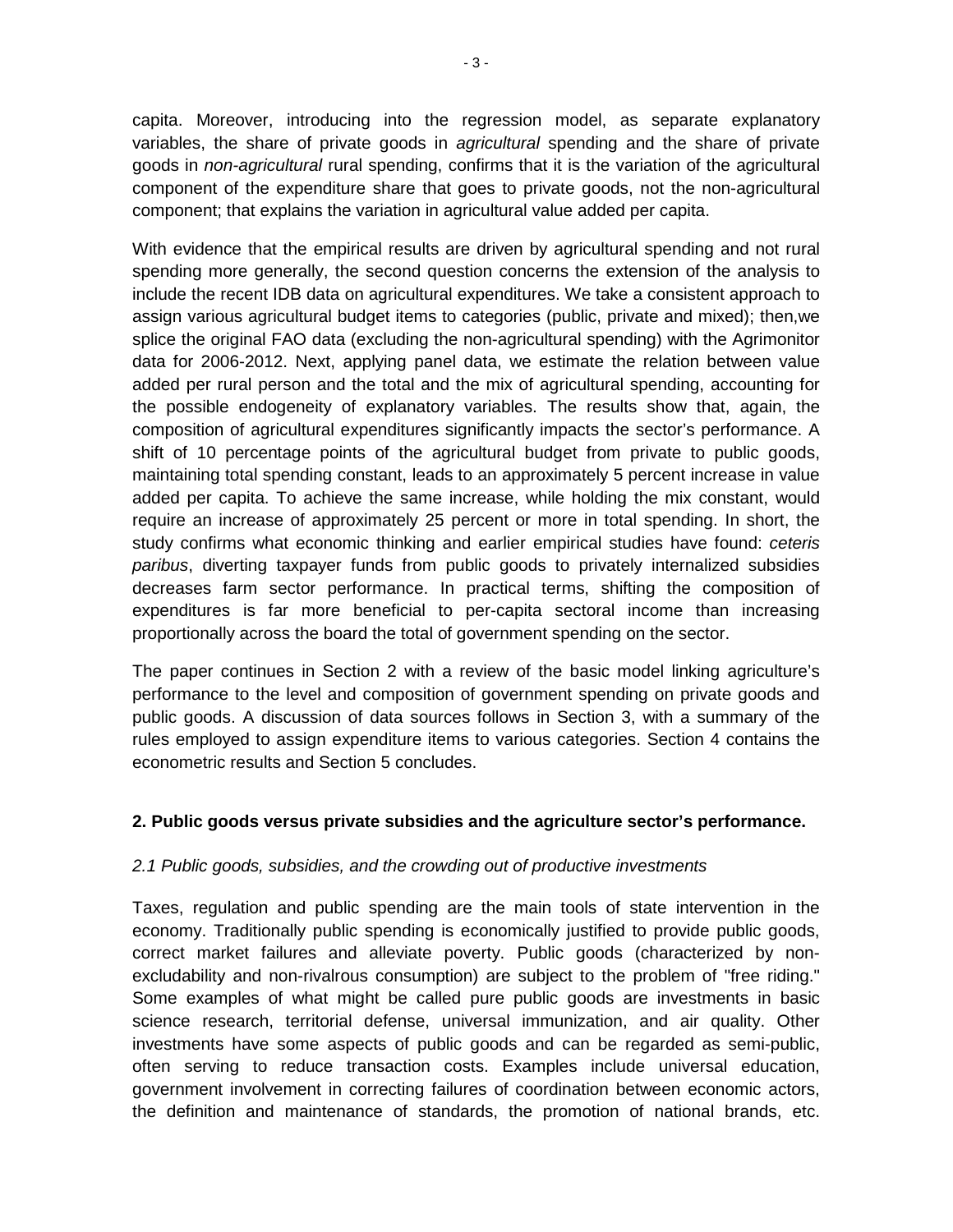capita. Moreover, introducing into the regression model, as separate explanatory variables, the share of private goods in *agricultural* spending and the share of private goods in *non-agricultural* rural spending, confirms that it is the variation of the agricultural component of the expenditure share that goes to private goods, not the non-agricultural component; that explains the variation in agricultural value added per capita.

With evidence that the empirical results are driven by agricultural spending and not rural spending more generally, the second question concerns the extension of the analysis to include the recent IDB data on agricultural expenditures. We take a consistent approach to assign various agricultural budget items to categories (public, private and mixed); then,we splice the original FAO data (excluding the non-agricultural spending) with the Agrimonitor data for 2006-2012. Next, applying panel data, we estimate the relation between value added per rural person and the total and the mix of agricultural spending, accounting for the possible endogeneity of explanatory variables. The results show that, again, the composition of agricultural expenditures significantly impacts the sector's performance. A shift of 10 percentage points of the agricultural budget from private to public goods, maintaining total spending constant, leads to an approximately 5 percent increase in value added per capita. To achieve the same increase, while holding the mix constant, would require an increase of approximately 25 percent or more in total spending. In short, the study confirms what economic thinking and earlier empirical studies have found: *ceteris paribus*, diverting taxpayer funds from public goods to privately internalized subsidies decreases farm sector performance. In practical terms, shifting the composition of expenditures is far more beneficial to per-capita sectoral income than increasing proportionally across the board the total of government spending on the sector.

The paper continues in Section 2 with a review of the basic model linking agriculture's performance to the level and composition of government spending on private goods and public goods. A discussion of data sources follows in Section 3, with a summary of the rules employed to assign expenditure items to various categories. Section 4 contains the econometric results and Section 5 concludes.

## 2. Public goods versus private subsidies and the agriculture sector's performance.

### *2.1 Public goods, subsidies, and the crowding out of productive investments*

Taxes, regulation and public spending are the main tools of state intervention in the economy. Traditionally public spending is economically justified to provide public goods, correct market failures and alleviate poverty. Public goods (characterized by non-excludability and non-rivalrous consumption) are subject to the problem of "free riding." Some examples of what might be called pure public goods are investments in basic science research, territorial defense, universal immunization, and air quality. Other investments have some aspects of public goods and can be regarded as semi-public, often serving to reduce transaction costs. Examples include universal education, government involvement in correcting failures of coordination between economic actors, the definition and maintenance of standards, the promotion of national brands, etc.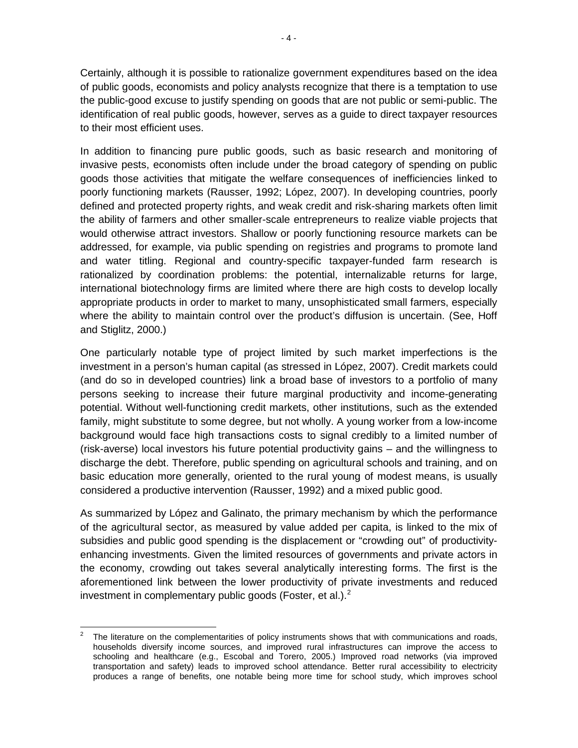Certainly, although it is possible to rationalize government expenditures based on the idea of public goods, economists and policy analysts recognize that there is a temptation to use the public-good excuse to justify spending on goods that are not public or semi-public. The identification of real public goods, however, serves as a guide to direct taxpayer resources to their most efficient uses.

In addition to financing pure public goods, such as basic research and monitoring of invasive pests, economists often include under the broad category of spending on public goods those activities that mitigate the welfare consequences of inefficiencies linked to poorly functioning markets (Rausser, 1992; López, 2007). In developing countries, poorly defined and protected property rights, and weak credit and risk-sharing markets often limit the ability of farmers and other smaller-scale entrepreneurs to realize viable projects that would otherwise attract investors. Shallow or poorly functioning resource markets can be addressed, for example, via public spending on registries and programs to promote land and water titling. Regional and country-specific taxpayer-funded farm research is rationalized by coordination problems: the potential, internalizable returns for large, international biotechnology firms are limited where there are high costs to develop locally appropriate products in order to market to many, unsophisticated small farmers, especially where the ability to maintain control over the product's diffusion is uncertain. (See, Hoff and Stiglitz, 2000.)

One particularly notable type of project limited by such market imperfections is the investment in a person's human capital (as stressed in López, 2007). Credit markets could (and do so in developed countries) link a broad base of investors to a portfolio of many persons seeking to increase their future marginal productivity and income-generating potential. Without well-functioning credit markets, other institutions, such as the extended family, might substitute to some degree, but not wholly. A young worker from a low-income background would face high transactions costs to signal credibly to a limited number of (risk-averse) local investors his future potential productivity gains – and the willingness to discharge the debt. Therefore, public spending on agricultural schools and training, and on basic education more generally, oriented to the rural young of modest means, is usually considered a productive intervention (Rausser, 1992) and a mixed public good.

As summarized by López and Galinato, the primary mechanism by which the performance of the agricultural sector, as measured by value added per capita, is linked to the mix of subsidies and public good spending is the displacement or "crowding out" of productivity-enhancing investments. Given the limited resources of governments and private actors in the economy, crowding out takes several analytically interesting forms. The first is the aforementioned link between the lower productivity of private investments and reduced investment in complementary public goods (Foster, et al.).[2]

[2] The literature on the complementarities of policy instruments shows that with communications and roads, households diversify income sources, and improved rural infrastructures can improve the access to schooling and healthcare (e.g., Escobal and Torero, 2005.) Improved road networks (via improved transportation and safety) leads to improved school attendance. Better rural accessibility to electricity produces a range of benefits, one notable being more time for school study, which improves school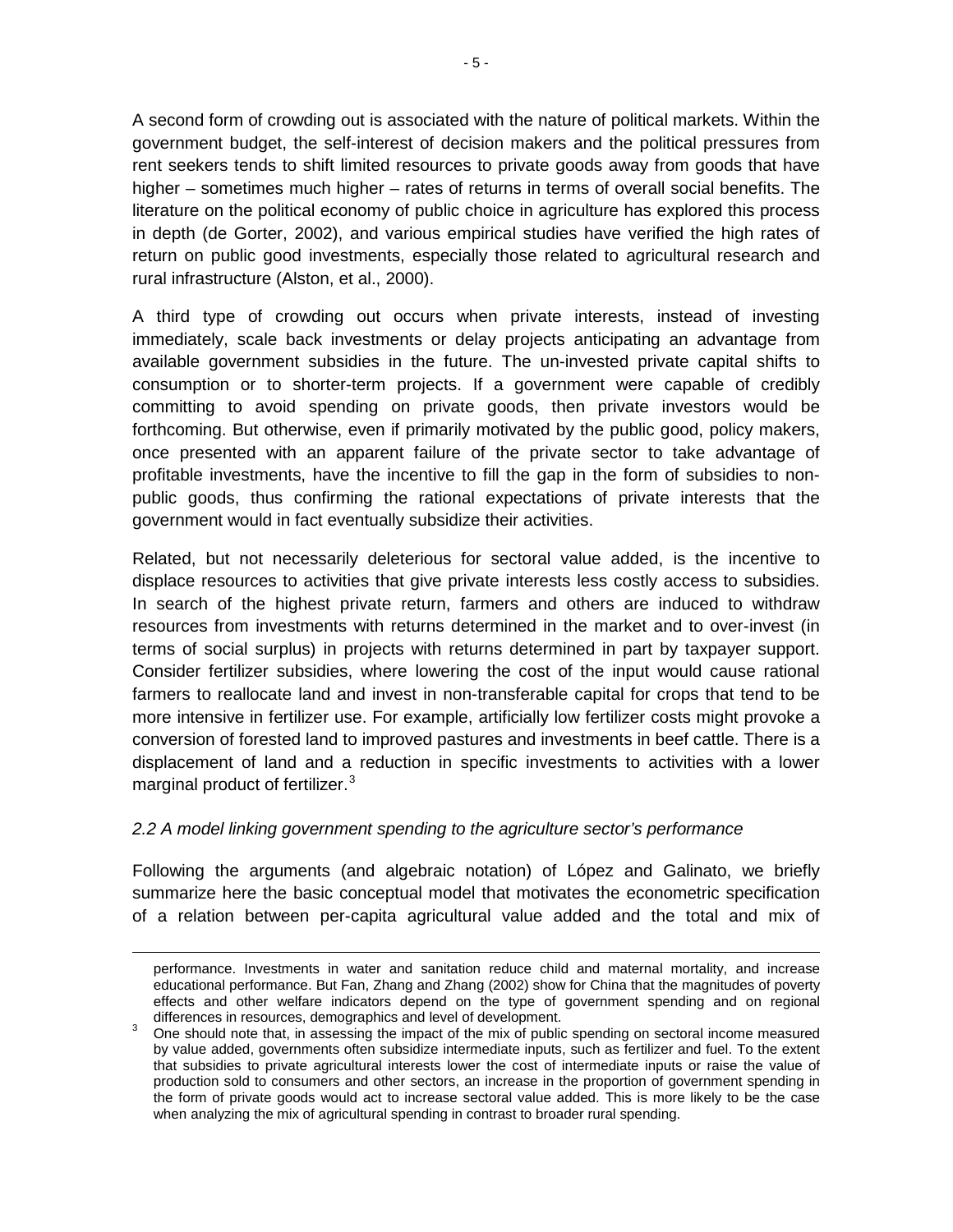A second form of crowding out is associated with the nature of political markets. Within the government budget, the self-interest of decision makers and the political pressures from rent seekers tends to shift limited resources to private goods away from goods that have higher – sometimes much higher – rates of returns in terms of overall social benefits. The literature on the political economy of public choice in agriculture has explored this process in depth (de Gorter, 2002), and various empirical studies have verified the high rates of return on public good investments, especially those related to agricultural research and rural infrastructure (Alston, et al., 2000).

A third type of crowding out occurs when private interests, instead of investing immediately, scale back investments or delay projects anticipating an advantage from available government subsidies in the future. The un-invested private capital shifts to consumption or to shorter-term projects. If a government were capable of credibly committing to avoid spending on private goods, then private investors would be forthcoming. But otherwise, even if primarily motivated by the public good, policy makers, once presented with an apparent failure of the private sector to take advantage of profitable investments, have the incentive to fill the gap in the form of subsidies to non-public goods, thus confirming the rational expectations of private interests that the government would in fact eventually subsidize their activities.

Related, but not necessarily deleterious for sectoral value added, is the incentive to displace resources to activities that give private interests less costly access to subsidies. In search of the highest private return, farmers and others are induced to withdraw resources from investments with returns determined in the market and to over-invest (in terms of social surplus) in projects with returns determined in part by taxpayer support. Consider fertilizer subsidies, where lowering the cost of the input would cause rational farmers to reallocate land and invest in non-transferable capital for crops that tend to be more intensive in fertilizer use. For example, artificially low fertilizer costs might provoke a conversion of forested land to improved pastures and investments in beef cattle. There is a displacement of land and a reduction in specific investments to activities with a lower marginal product of fertilizer.[3]

### *2.2 A model linking government spending to the agriculture sector's performance*

Following the arguments (and algebraic notation) of López and Galinato, we briefly summarize here the basic conceptual model that motivates the econometric specification of a relation between per-capita agricultural value added and the total and mix of

---

performance. Investments in water and sanitation reduce child and maternal mortality, and increase educational performance. But Fan, Zhang and Zhang (2002) show for China that the magnitudes of poverty effects and other welfare indicators depend on the type of government spending and on regional differences in resources, demographics and level of development.

[3] One should note that, in assessing the impact of the mix of public spending on sectoral income measured by value added, governments often subsidize intermediate inputs, such as fertilizer and fuel. To the extent that subsidies to private agricultural interests lower the cost of intermediate inputs or raise the value of production sold to consumers and other sectors, an increase in the proportion of government spending in the form of private goods would act to increase sectoral value added. This is more likely to be the case when analyzing the mix of agricultural spending in contrast to broader rural spending.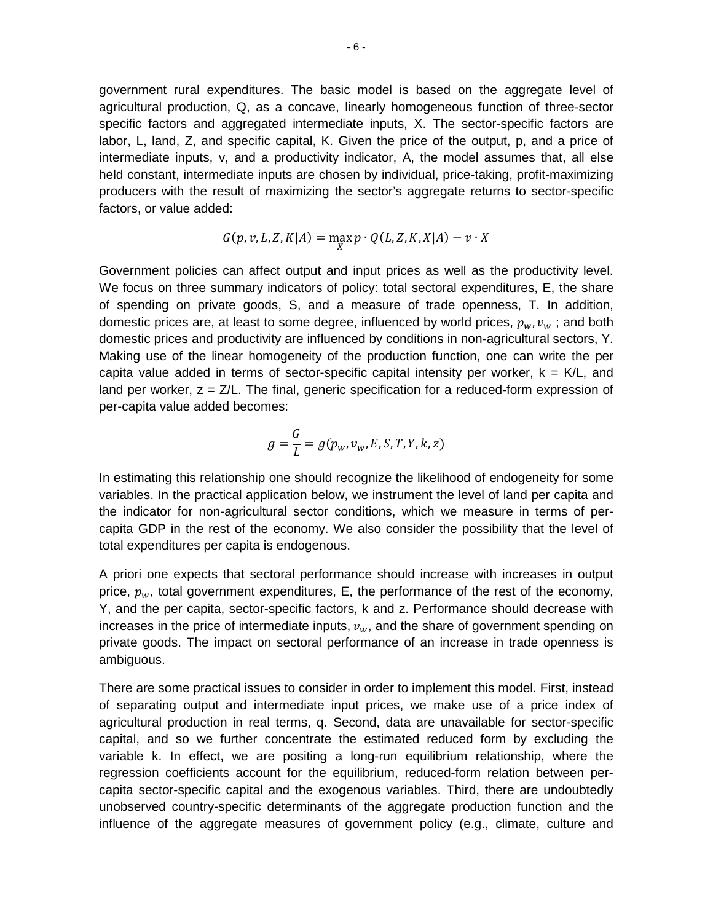government rural expenditures. The basic model is based on the aggregate level of agricultural production, Q, as a concave, linearly homogeneous function of three-sector specific factors and aggregated intermediate inputs, X. The sector-specific factors are labor, L, land, Z, and specific capital, K. Given the price of the output, p, and a price of intermediate inputs, v, and a productivity indicator, A, the model assumes that, all else held constant, intermediate inputs are chosen by individual, price-taking, profit-maximizing producers with the result of maximizing the sector's aggregate returns to sector-specific factors, or value added:

$$G(p, v, L, Z, K|A) = \max_{X} p \cdot Q(L, Z, K, X|A) - v \cdot X$$

Government policies can affect output and input prices as well as the productivity level. We focus on three summary indicators of policy: total sectoral expenditures, E, the share of spending on private goods, S, and a measure of trade openness, T. In addition, domestic prices are, at least to some degree, influenced by world prices, $p_w, v_w$ ; and both domestic prices and productivity are influenced by conditions in non-agricultural sectors, Y. Making use of the linear homogeneity of the production function, one can write the per capita value added in terms of sector-specific capital intensity per worker, k = K/L, and land per worker, z = Z/L. The final, generic specification for a reduced-form expression of per-capita value added becomes:

$$g = \frac{G}{L} = g(p_w, v_w, E, S, T, Y, k, z)$$

In estimating this relationship one should recognize the likelihood of endogeneity for some variables. In the practical application below, we instrument the level of land per capita and the indicator for non-agricultural sector conditions, which we measure in terms of per-capita GDP in the rest of the economy. We also consider the possibility that the level of total expenditures per capita is endogenous.

A priori one expects that sectoral performance should increase with increases in output price, $p_w$, total government expenditures, E, the performance of the rest of the economy, Y, and the per capita, sector-specific factors, k and z. Performance should decrease with increases in the price of intermediate inputs, $v_w$, and the share of government spending on private goods. The impact on sectoral performance of an increase in trade openness is ambiguous.

There are some practical issues to consider in order to implement this model. First, instead of separating output and intermediate input prices, we make use of a price index of agricultural production in real terms, q. Second, data are unavailable for sector-specific capital, and so we further concentrate the estimated reduced form by excluding the variable k. In effect, we are positing a long-run equilibrium relationship, where the regression coefficients account for the equilibrium, reduced-form relation between per-capita sector-specific capital and the exogenous variables. Third, there are undoubtedly unobserved country-specific determinants of the aggregate production function and the influence of the aggregate measures of government policy (e.g., climate, culture and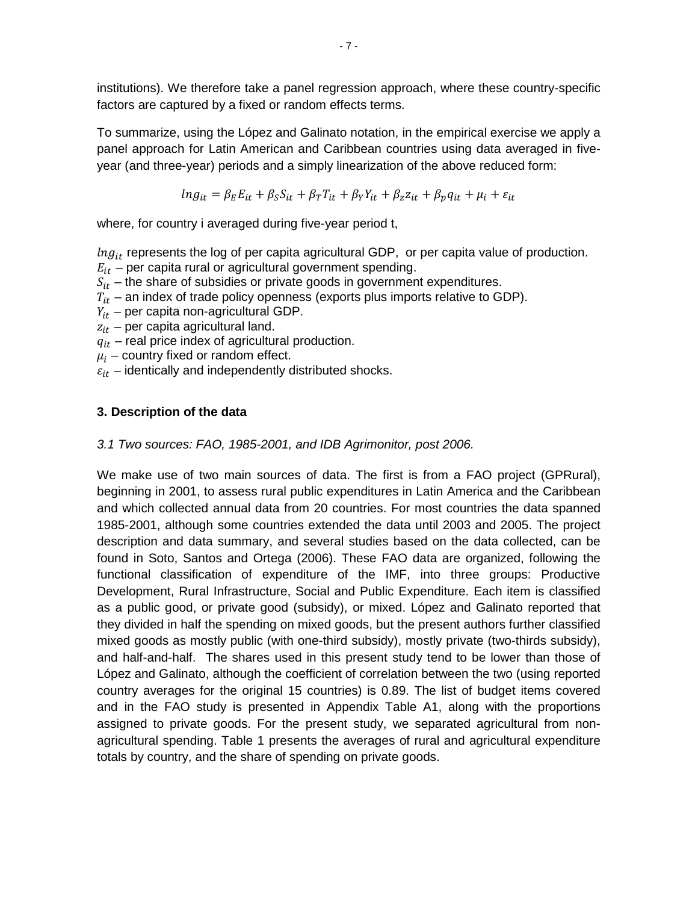institutions). We therefore take a panel regression approach, where these country-specific factors are captured by a fixed or random effects terms.

To summarize, using the López and Galinato notation, in the empirical exercise we apply a panel approach for Latin American and Caribbean countries using data averaged in five-year (and three-year) periods and a simply linearization of the above reduced form:

$$lng_{it} = \beta_E E_{it} + \beta_S S_{it} + \beta_T T_{it} + \beta_Y Y_{it} + \beta_z z_{it} + \beta_p q_{it} + \mu_i + \varepsilon_{it}$$

where, for country i averaged during five-year period t,

$lng_{it}$ represents the log of per capita agricultural GDP, or per capita value of production.
$E_{it}$ – per capita rural or agricultural government spending.
$S_{it}$ – the share of subsidies or private goods in government expenditures.
$T_{it}$ – an index of trade policy openness (exports plus imports relative to GDP).
$Y_{it}$ – per capita non-agricultural GDP.
$z_{it}$ – per capita agricultural land.
$q_{it}$ – real price index of agricultural production.
$\mu_i$ – country fixed or random effect.
$\varepsilon_{it}$ – identically and independently distributed shocks.

### 3. Description of the data

*3.1 Two sources: FAO, 1985-2001, and IDB Agrimonitor, post 2006.*

We make use of two main sources of data. The first is from a FAO project (GPRural), beginning in 2001, to assess rural public expenditures in Latin America and the Caribbean and which collected annual data from 20 countries. For most countries the data spanned 1985-2001, although some countries extended the data until 2003 and 2005. The project description and data summary, and several studies based on the data collected, can be found in Soto, Santos and Ortega (2006). These FAO data are organized, following the functional classification of expenditure of the IMF, into three groups: Productive Development, Rural Infrastructure, Social and Public Expenditure. Each item is classified as a public good, or private good (subsidy), or mixed. López and Galinato reported that they divided in half the spending on mixed goods, but the present authors further classified mixed goods as mostly public (with one-third subsidy), mostly private (two-thirds subsidy), and half-and-half. The shares used in this present study tend to be lower than those of López and Galinato, although the coefficient of correlation between the two (using reported country averages for the original 15 countries) is 0.89. The list of budget items covered and in the FAO study is presented in Appendix Table A1, along with the proportions assigned to private goods. For the present study, we separated agricultural from non-agricultural spending. Table 1 presents the averages of rural and agricultural expenditure totals by country, and the share of spending on private goods.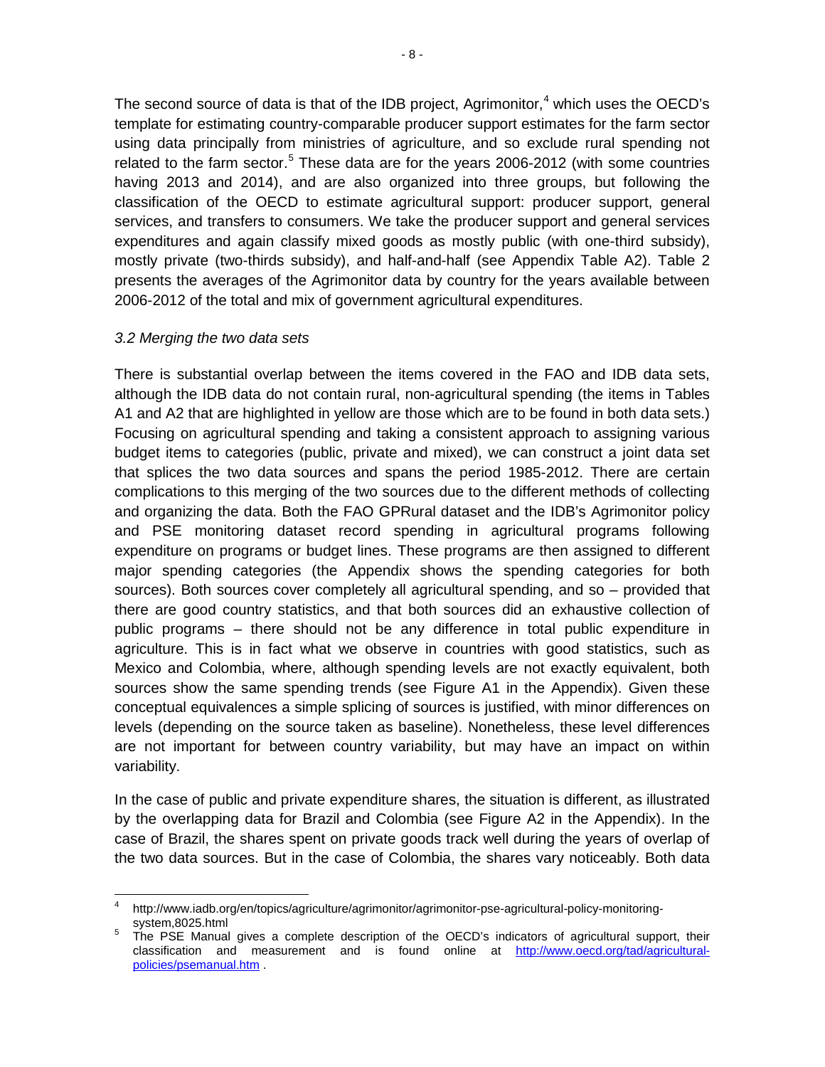The second source of data is that of the IDB project, Agrimonitor,[4] which uses the OECD's template for estimating country-comparable producer support estimates for the farm sector using data principally from ministries of agriculture, and so exclude rural spending not related to the farm sector.[5] These data are for the years 2006-2012 (with some countries having 2013 and 2014), and are also organized into three groups, but following the classification of the OECD to estimate agricultural support: producer support, general services, and transfers to consumers. We take the producer support and general services expenditures and again classify mixed goods as mostly public (with one-third subsidy), mostly private (two-thirds subsidy), and half-and-half (see Appendix Table A2). Table 2 presents the averages of the Agrimonitor data by country for the years available between 2006-2012 of the total and mix of government agricultural expenditures.

### *3.2 Merging the two data sets*

There is substantial overlap between the items covered in the FAO and IDB data sets, although the IDB data do not contain rural, non-agricultural spending (the items in Tables A1 and A2 that are highlighted in yellow are those which are to be found in both data sets.) Focusing on agricultural spending and taking a consistent approach to assigning various budget items to categories (public, private and mixed), we can construct a joint data set that splices the two data sources and spans the period 1985-2012. There are certain complications to this merging of the two sources due to the different methods of collecting and organizing the data. Both the FAO GPRural dataset and the IDB's Agrimonitor policy and PSE monitoring dataset record spending in agricultural programs following expenditure on programs or budget lines. These programs are then assigned to different major spending categories (the Appendix shows the spending categories for both sources). Both sources cover completely all agricultural spending, and so – provided that there are good country statistics, and that both sources did an exhaustive collection of public programs – there should not be any difference in total public expenditure in agriculture. This is in fact what we observe in countries with good statistics, such as Mexico and Colombia, where, although spending levels are not exactly equivalent, both sources show the same spending trends (see Figure A1 in the Appendix). Given these conceptual equivalences a simple splicing of sources is justified, with minor differences on levels (depending on the source taken as baseline). Nonetheless, these level differences are not important for between country variability, but may have an impact on within variability.

In the case of public and private expenditure shares, the situation is different, as illustrated by the overlapping data for Brazil and Colombia (see Figure A2 in the Appendix). In the case of Brazil, the shares spent on private goods track well during the years of overlap of the two data sources. But in the case of Colombia, the shares vary noticeably. Both data

---

[4] http://www.iadb.org/en/topics/agriculture/agrimonitor/agrimonitor-pse-agricultural-policy-monitoring-system,8025.html

[5] The PSE Manual gives a complete description of the OECD's indicators of agricultural support, their classification and measurement and is found online at [http://www.oecd.org/tad/agricultural-policies/psemanual.htm](http://www.oecd.org/tad/agricultural-policies/psemanual.htm) .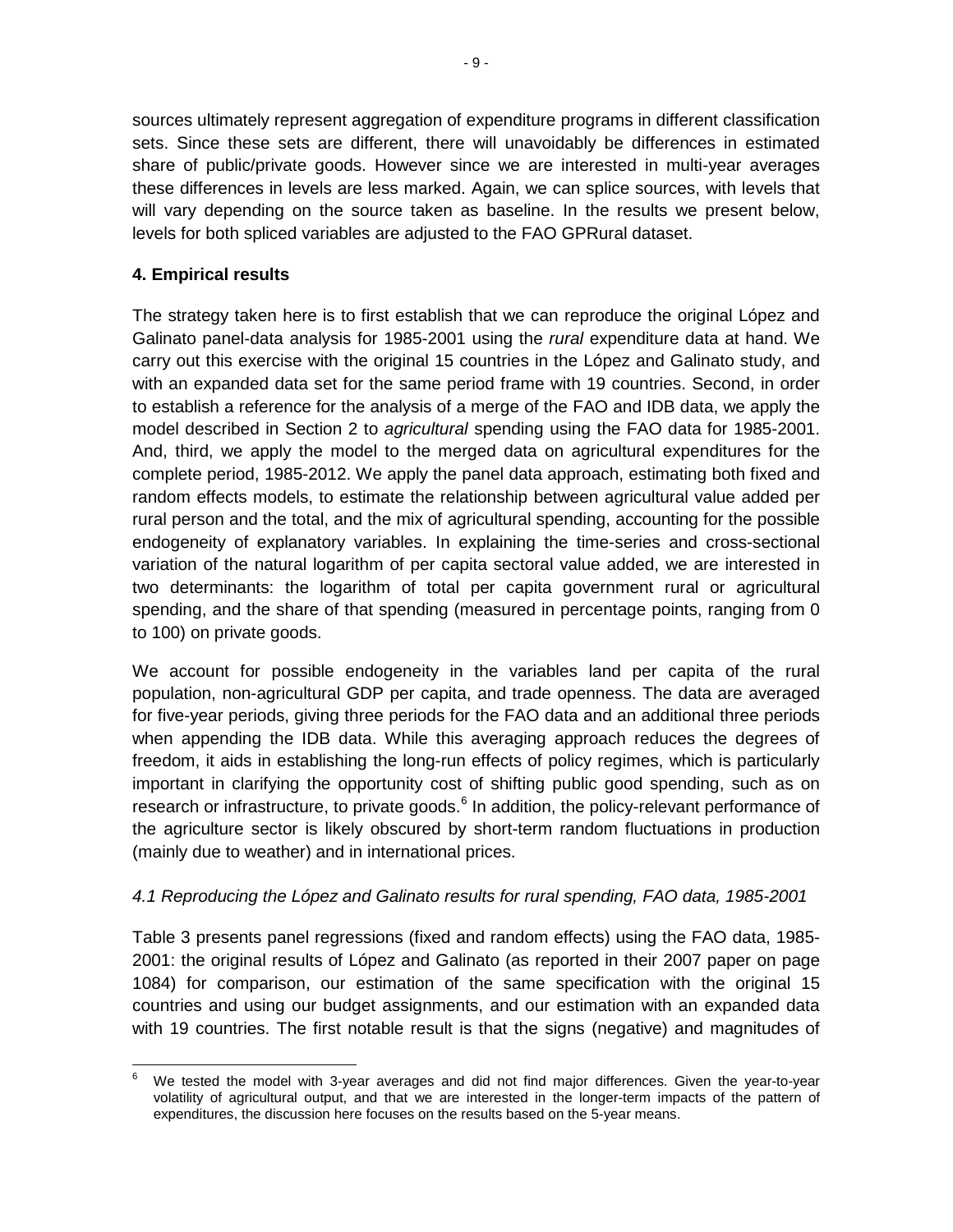sources ultimately represent aggregation of expenditure programs in different classification sets. Since these sets are different, there will unavoidably be differences in estimated share of public/private goods. However since we are interested in multi-year averages these differences in levels are less marked. Again, we can splice sources, with levels that will vary depending on the source taken as baseline. In the results we present below, levels for both spliced variables are adjusted to the FAO GPRural dataset.

## 4. Empirical results

The strategy taken here is to first establish that we can reproduce the original López and Galinato panel-data analysis for 1985-2001 using the *rural* expenditure data at hand. We carry out this exercise with the original 15 countries in the López and Galinato study, and with an expanded data set for the same period frame with 19 countries. Second, in order to establish a reference for the analysis of a merge of the FAO and IDB data, we apply the model described in Section 2 to *agricultural* spending using the FAO data for 1985-2001. And, third, we apply the model to the merged data on agricultural expenditures for the complete period, 1985-2012. We apply the panel data approach, estimating both fixed and random effects models, to estimate the relationship between agricultural value added per rural person and the total, and the mix of agricultural spending, accounting for the possible endogeneity of explanatory variables. In explaining the time-series and cross-sectional variation of the natural logarithm of per capita sectoral value added, we are interested in two determinants: the logarithm of total per capita government rural or agricultural spending, and the share of that spending (measured in percentage points, ranging from 0 to 100) on private goods.

We account for possible endogeneity in the variables land per capita of the rural population, non-agricultural GDP per capita, and trade openness. The data are averaged for five-year periods, giving three periods for the FAO data and an additional three periods when appending the IDB data. While this averaging approach reduces the degrees of freedom, it aids in establishing the long-run effects of policy regimes, which is particularly important in clarifying the opportunity cost of shifting public good spending, such as on research or infrastructure, to private goods.[6] In addition, the policy-relevant performance of the agriculture sector is likely obscured by short-term random fluctuations in production (mainly due to weather) and in international prices.

### *4.1 Reproducing the López and Galinato results for rural spending, FAO data, 1985-2001*

Table 3 presents panel regressions (fixed and random effects) using the FAO data, 1985-2001: the original results of López and Galinato (as reported in their 2007 paper on page 1084) for comparison, our estimation of the same specification with the original 15 countries and using our budget assignments, and our estimation with an expanded data with 19 countries. The first notable result is that the signs (negative) and magnitudes of

[6] We tested the model with 3-year averages and did not find major differences. Given the year-to-year volatility of agricultural output, and that we are interested in the longer-term impacts of the pattern of expenditures, the discussion here focuses on the results based on the 5-year means.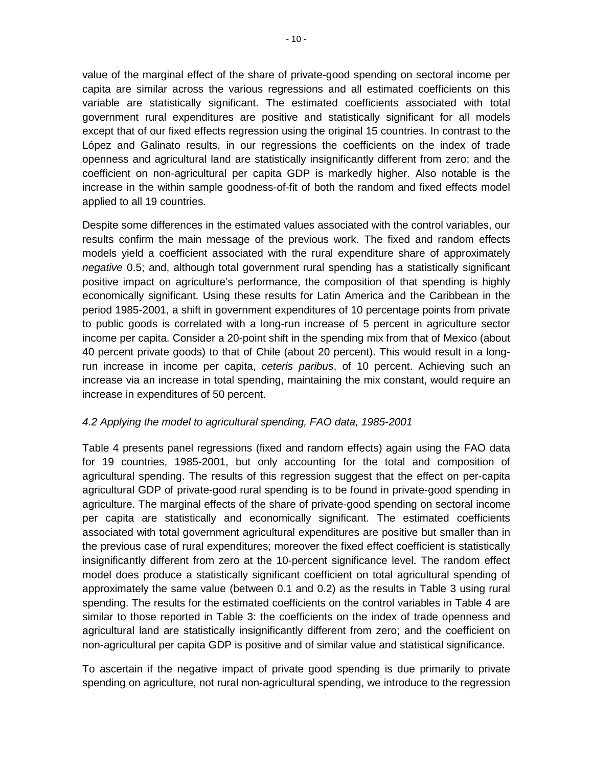value of the marginal effect of the share of private-good spending on sectoral income per capita are similar across the various regressions and all estimated coefficients on this variable are statistically significant. The estimated coefficients associated with total government rural expenditures are positive and statistically significant for all models except that of our fixed effects regression using the original 15 countries. In contrast to the López and Galinato results, in our regressions the coefficients on the index of trade openness and agricultural land are statistically insignificantly different from zero; and the coefficient on non-agricultural per capita GDP is markedly higher. Also notable is the increase in the within sample goodness-of-fit of both the random and fixed effects model applied to all 19 countries.

Despite some differences in the estimated values associated with the control variables, our results confirm the main message of the previous work. The fixed and random effects models yield a coefficient associated with the rural expenditure share of approximately *negative* 0.5; and, although total government rural spending has a statistically significant positive impact on agriculture's performance, the composition of that spending is highly economically significant. Using these results for Latin America and the Caribbean in the period 1985-2001, a shift in government expenditures of 10 percentage points from private to public goods is correlated with a long-run increase of 5 percent in agriculture sector income per capita. Consider a 20-point shift in the spending mix from that of Mexico (about 40 percent private goods) to that of Chile (about 20 percent). This would result in a long-run increase in income per capita, *ceteris paribus*, of 10 percent. Achieving such an increase via an increase in total spending, maintaining the mix constant, would require an increase in expenditures of 50 percent.

### *4.2 Applying the model to agricultural spending, FAO data, 1985-2001*

Table 4 presents panel regressions (fixed and random effects) again using the FAO data for 19 countries, 1985-2001, but only accounting for the total and composition of agricultural spending. The results of this regression suggest that the effect on per-capita agricultural GDP of private-good rural spending is to be found in private-good spending in agriculture. The marginal effects of the share of private-good spending on sectoral income per capita are statistically and economically significant. The estimated coefficients associated with total government agricultural expenditures are positive but smaller than in the previous case of rural expenditures; moreover the fixed effect coefficient is statistically insignificantly different from zero at the 10-percent significance level. The random effect model does produce a statistically significant coefficient on total agricultural spending of approximately the same value (between 0.1 and 0.2) as the results in Table 3 using rural spending. The results for the estimated coefficients on the control variables in Table 4 are similar to those reported in Table 3: the coefficients on the index of trade openness and agricultural land are statistically insignificantly different from zero; and the coefficient on non-agricultural per capita GDP is positive and of similar value and statistical significance.

To ascertain if the negative impact of private good spending is due primarily to private spending on agriculture, not rural non-agricultural spending, we introduce to the regression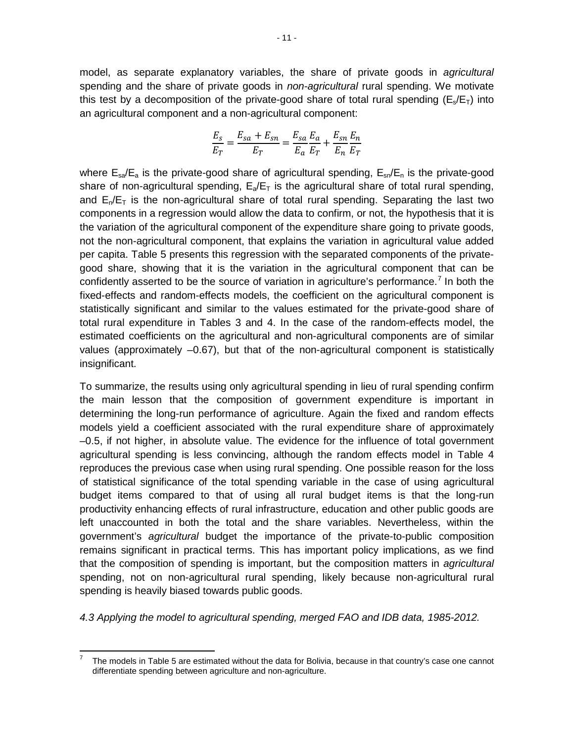model, as separate explanatory variables, the share of private goods in *agricultural* spending and the share of private goods in *non-agricultural* rural spending. We motivate this test by a decomposition of the private-good share of total rural spending ($E_s/E_T$) into an agricultural component and a non-agricultural component:

$$\frac{E_s}{E_T} = \frac{E_{sa} + E_{sn}}{E_T} = \frac{E_{sa}}{E_a}\frac{E_a}{E_T} + \frac{E_{sn}}{E_n}\frac{E_n}{E_T}$$

where $E_{sa}/E_a$ is the private-good share of agricultural spending, $E_{sn}/E_n$ is the private-good share of non-agricultural spending, $E_a/E_T$ is the agricultural share of total rural spending, and $E_n/E_T$ is the non-agricultural share of total rural spending. Separating the last two components in a regression would allow the data to confirm, or not, the hypothesis that it is the variation of the agricultural component of the expenditure share going to private goods, not the non-agricultural component, that explains the variation in agricultural value added per capita. Table 5 presents this regression with the separated components of the private-good share, showing that it is the variation in the agricultural component that can be confidently asserted to be the source of variation in agriculture's performance.[7] In both the fixed-effects and random-effects models, the coefficient on the agricultural component is statistically significant and similar to the values estimated for the private-good share of total rural expenditure in Tables 3 and 4. In the case of the random-effects model, the estimated coefficients on the agricultural and non-agricultural components are of similar values (approximately –0.67), but that of the non-agricultural component is statistically insignificant.

To summarize, the results using only agricultural spending in lieu of rural spending confirm the main lesson that the composition of government expenditure is important in determining the long-run performance of agriculture. Again the fixed and random effects models yield a coefficient associated with the rural expenditure share of approximately –0.5, if not higher, in absolute value. The evidence for the influence of total government agricultural spending is less convincing, although the random effects model in Table 4 reproduces the previous case when using rural spending. One possible reason for the loss of statistical significance of the total spending variable in the case of using agricultural budget items compared to that of using all rural budget items is that the long-run productivity enhancing effects of rural infrastructure, education and other public goods are left unaccounted in both the total and the share variables. Nevertheless, within the government's *agricultural* budget the importance of the private-to-public composition remains significant in practical terms. This has important policy implications, as we find that the composition of spending is important, but the composition matters in *agricultural* spending, not on non-agricultural rural spending, likely because non-agricultural rural spending is heavily biased towards public goods.

*4.3 Applying the model to agricultural spending, merged FAO and IDB data, 1985-2012.*

[7] The models in Table 5 are estimated without the data for Bolivia, because in that country's case one cannot differentiate spending between agriculture and non-agriculture.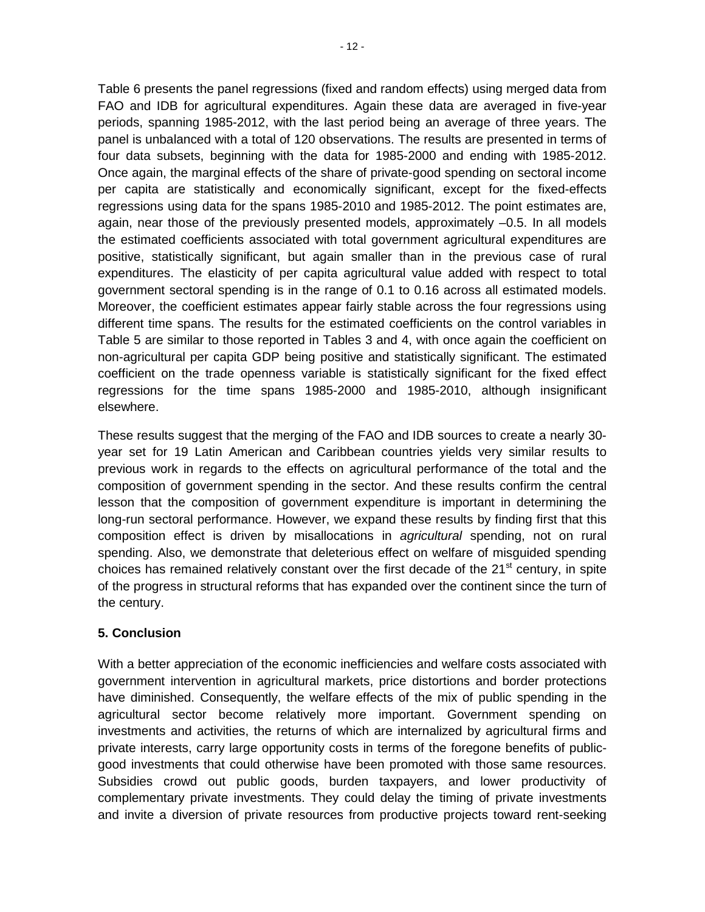Table 6 presents the panel regressions (fixed and random effects) using merged data from FAO and IDB for agricultural expenditures. Again these data are averaged in five-year periods, spanning 1985-2012, with the last period being an average of three years. The panel is unbalanced with a total of 120 observations. The results are presented in terms of four data subsets, beginning with the data for 1985-2000 and ending with 1985-2012. Once again, the marginal effects of the share of private-good spending on sectoral income per capita are statistically and economically significant, except for the fixed-effects regressions using data for the spans 1985-2010 and 1985-2012. The point estimates are, again, near those of the previously presented models, approximately –0.5. In all models the estimated coefficients associated with total government agricultural expenditures are positive, statistically significant, but again smaller than in the previous case of rural expenditures. The elasticity of per capita agricultural value added with respect to total government sectoral spending is in the range of 0.1 to 0.16 across all estimated models. Moreover, the coefficient estimates appear fairly stable across the four regressions using different time spans. The results for the estimated coefficients on the control variables in Table 5 are similar to those reported in Tables 3 and 4, with once again the coefficient on non-agricultural per capita GDP being positive and statistically significant. The estimated coefficient on the trade openness variable is statistically significant for the fixed effect regressions for the time spans 1985-2000 and 1985-2010, although insignificant elsewhere.

These results suggest that the merging of the FAO and IDB sources to create a nearly 30-year set for 19 Latin American and Caribbean countries yields very similar results to previous work in regards to the effects on agricultural performance of the total and the composition of government spending in the sector. And these results confirm the central lesson that the composition of government expenditure is important in determining the long-run sectoral performance. However, we expand these results by finding first that this composition effect is driven by misallocations in *agricultural* spending, not on rural spending. Also, we demonstrate that deleterious effect on welfare of misguided spending choices has remained relatively constant over the first decade of the 21st century, in spite of the progress in structural reforms that has expanded over the continent since the turn of the century.

## 5. Conclusion

With a better appreciation of the economic inefficiencies and welfare costs associated with government intervention in agricultural markets, price distortions and border protections have diminished. Consequently, the welfare effects of the mix of public spending in the agricultural sector become relatively more important. Government spending on investments and activities, the returns of which are internalized by agricultural firms and private interests, carry large opportunity costs in terms of the foregone benefits of public-good investments that could otherwise have been promoted with those same resources. Subsidies crowd out public goods, burden taxpayers, and lower productivity of complementary private investments. They could delay the timing of private investments and invite a diversion of private resources from productive projects toward rent-seeking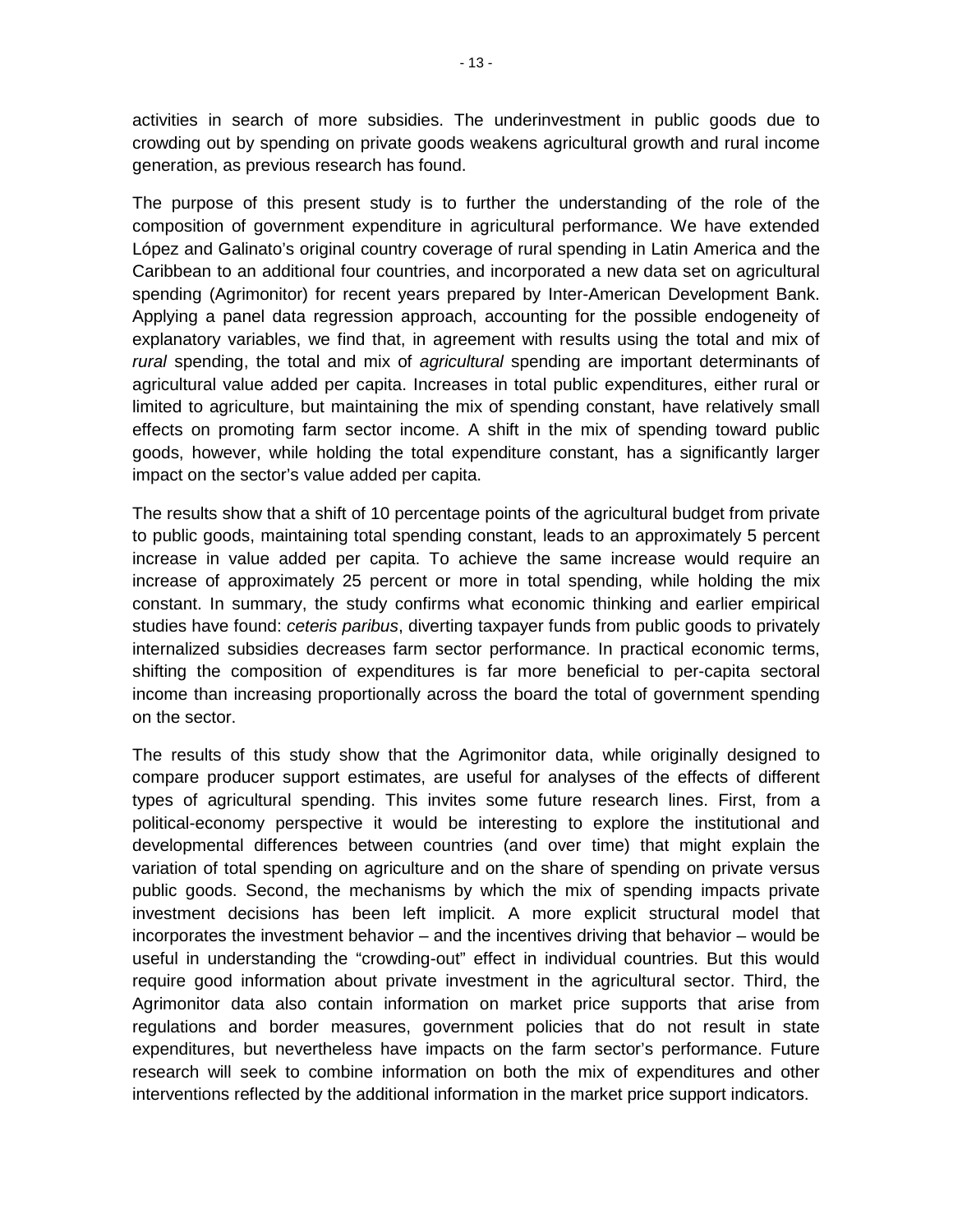activities in search of more subsidies. The underinvestment in public goods due to crowding out by spending on private goods weakens agricultural growth and rural income generation, as previous research has found.

The purpose of this present study is to further the understanding of the role of the composition of government expenditure in agricultural performance. We have extended López and Galinato's original country coverage of rural spending in Latin America and the Caribbean to an additional four countries, and incorporated a new data set on agricultural spending (Agrimonitor) for recent years prepared by Inter-American Development Bank. Applying a panel data regression approach, accounting for the possible endogeneity of explanatory variables, we find that, in agreement with results using the total and mix of *rural* spending, the total and mix of *agricultural* spending are important determinants of agricultural value added per capita. Increases in total public expenditures, either rural or limited to agriculture, but maintaining the mix of spending constant, have relatively small effects on promoting farm sector income. A shift in the mix of spending toward public goods, however, while holding the total expenditure constant, has a significantly larger impact on the sector's value added per capita.

The results show that a shift of 10 percentage points of the agricultural budget from private to public goods, maintaining total spending constant, leads to an approximately 5 percent increase in value added per capita. To achieve the same increase would require an increase of approximately 25 percent or more in total spending, while holding the mix constant. In summary, the study confirms what economic thinking and earlier empirical studies have found: *ceteris paribus*, diverting taxpayer funds from public goods to privately internalized subsidies decreases farm sector performance. In practical economic terms, shifting the composition of expenditures is far more beneficial to per-capita sectoral income than increasing proportionally across the board the total of government spending on the sector.

The results of this study show that the Agrimonitor data, while originally designed to compare producer support estimates, are useful for analyses of the effects of different types of agricultural spending. This invites some future research lines. First, from a political-economy perspective it would be interesting to explore the institutional and developmental differences between countries (and over time) that might explain the variation of total spending on agriculture and on the share of spending on private versus public goods. Second, the mechanisms by which the mix of spending impacts private investment decisions has been left implicit. A more explicit structural model that incorporates the investment behavior – and the incentives driving that behavior – would be useful in understanding the "crowding-out" effect in individual countries. But this would require good information about private investment in the agricultural sector. Third, the Agrimonitor data also contain information on market price supports that arise from regulations and border measures, government policies that do not result in state expenditures, but nevertheless have impacts on the farm sector's performance. Future research will seek to combine information on both the mix of expenditures and other interventions reflected by the additional information in the market price support indicators.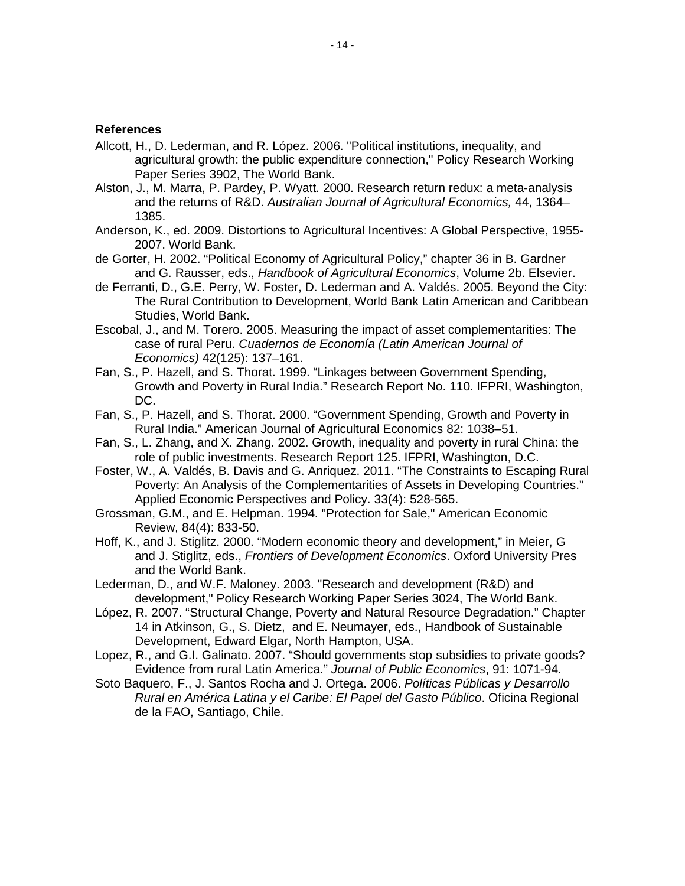**References**

Allcott, H., D. Lederman, and R. López. 2006. "Political institutions, inequality, and agricultural growth: the public expenditure connection," Policy Research Working Paper Series 3902, The World Bank.

Alston, J., M. Marra, P. Pardey, P. Wyatt. 2000. Research return redux: a meta-analysis and the returns of R&D. *Australian Journal of Agricultural Economics,* 44, 1364–1385.

Anderson, K., ed. 2009. Distortions to Agricultural Incentives: A Global Perspective, 1955-2007. World Bank.

de Gorter, H. 2002. "Political Economy of Agricultural Policy," chapter 36 in B. Gardner and G. Rausser, eds., *Handbook of Agricultural Economics*, Volume 2b. Elsevier.

de Ferranti, D., G.E. Perry, W. Foster, D. Lederman and A. Valdés. 2005. Beyond the City: The Rural Contribution to Development, World Bank Latin American and Caribbean Studies, World Bank.

Escobal, J., and M. Torero. 2005. Measuring the impact of asset complementarities: The case of rural Peru. *Cuadernos de Economía (Latin American Journal of Economics)* 42(125): 137–161.

Fan, S., P. Hazell, and S. Thorat. 1999. "Linkages between Government Spending, Growth and Poverty in Rural India." Research Report No. 110. IFPRI, Washington, DC.

Fan, S., P. Hazell, and S. Thorat. 2000. "Government Spending, Growth and Poverty in Rural India." American Journal of Agricultural Economics 82: 1038–51.

Fan, S., L. Zhang, and X. Zhang. 2002. Growth, inequality and poverty in rural China: the role of public investments. Research Report 125. IFPRI, Washington, D.C.

Foster, W., A. Valdés, B. Davis and G. Anriquez. 2011. "The Constraints to Escaping Rural Poverty: An Analysis of the Complementarities of Assets in Developing Countries." Applied Economic Perspectives and Policy. 33(4): 528-565.

Grossman, G.M., and E. Helpman. 1994. "Protection for Sale," American Economic Review, 84(4): 833-50.

Hoff, K., and J. Stiglitz. 2000. "Modern economic theory and development," in Meier, G and J. Stiglitz, eds., *Frontiers of Development Economics*. Oxford University Pres and the World Bank.

Lederman, D., and W.F. Maloney. 2003. "Research and development (R&D) and development," Policy Research Working Paper Series 3024, The World Bank.

López, R. 2007. "Structural Change, Poverty and Natural Resource Degradation." Chapter 14 in Atkinson, G., S. Dietz, and E. Neumayer, eds., Handbook of Sustainable Development, Edward Elgar, North Hampton, USA.

Lopez, R., and G.I. Galinato. 2007. "Should governments stop subsidies to private goods? Evidence from rural Latin America." *Journal of Public Economics*, 91: 1071-94.

Soto Baquero, F., J. Santos Rocha and J. Ortega. 2006. *Políticas Públicas y Desarrollo Rural en América Latina y el Caribe: El Papel del Gasto Público*. Oficina Regional de la FAO, Santiago, Chile.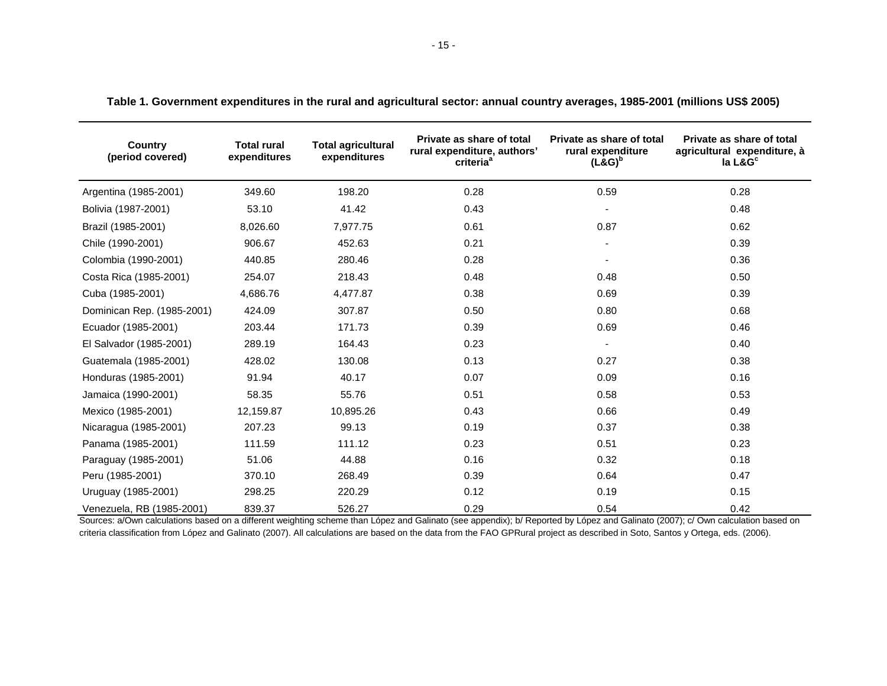**Table 1. Government expenditures in the rural and agricultural sector: annual country averages, 1985-2001 (millions US$ 2005)**

| Country (period covered) | Total rural expenditures | Total agricultural expenditures | Private as share of total rural expenditure, authors' criteria[a] | Private as share of total rural expenditure (L&G)[b] | Private as share of total agricultural expenditure, à la L&G[c] |
|---|---|---|---|---|---|
| Argentina (1985-2001) | 349.60 | 198.20 | 0.28 | 0.59 | 0.28 |
| Bolivia (1987-2001) | 53.10 | 41.42 | 0.43 | - | 0.48 |
| Brazil (1985-2001) | 8,026.60 | 7,977.75 | 0.61 | 0.87 | 0.62 |
| Chile (1990-2001) | 906.67 | 452.63 | 0.21 | - | 0.39 |
| Colombia (1990-2001) | 440.85 | 280.46 | 0.28 | - | 0.36 |
| Costa Rica (1985-2001) | 254.07 | 218.43 | 0.48 | 0.48 | 0.50 |
| Cuba (1985-2001) | 4,686.76 | 4,477.87 | 0.38 | 0.69 | 0.39 |
| Dominican Rep. (1985-2001) | 424.09 | 307.87 | 0.50 | 0.80 | 0.68 |
| Ecuador (1985-2001) | 203.44 | 171.73 | 0.39 | 0.69 | 0.46 |
| El Salvador (1985-2001) | 289.19 | 164.43 | 0.23 | - | 0.40 |
| Guatemala (1985-2001) | 428.02 | 130.08 | 0.13 | 0.27 | 0.38 |
| Honduras (1985-2001) | 91.94 | 40.17 | 0.07 | 0.09 | 0.16 |
| Jamaica (1990-2001) | 58.35 | 55.76 | 0.51 | 0.58 | 0.53 |
| Mexico (1985-2001) | 12,159.87 | 10,895.26 | 0.43 | 0.66 | 0.49 |
| Nicaragua (1985-2001) | 207.23 | 99.13 | 0.19 | 0.37 | 0.38 |
| Panama (1985-2001) | 111.59 | 111.12 | 0.23 | 0.51 | 0.23 |
| Paraguay (1985-2001) | 51.06 | 44.88 | 0.16 | 0.32 | 0.18 |
| Peru (1985-2001) | 370.10 | 268.49 | 0.39 | 0.64 | 0.47 |
| Uruguay (1985-2001) | 298.25 | 220.29 | 0.12 | 0.19 | 0.15 |
| Venezuela, RB (1985-2001) | 839.37 | 526.27 | 0.29 | 0.54 | 0.42 |

Sources: a/Own calculations based on a different weighting scheme than López and Galinato (see appendix); b/ Reported by López and Galinato (2007); c/ Own calculation based on criteria classification from López and Galinato (2007). All calculations are based on the data from the FAO GPRural project as described in Soto, Santos y Ortega, eds. (2006).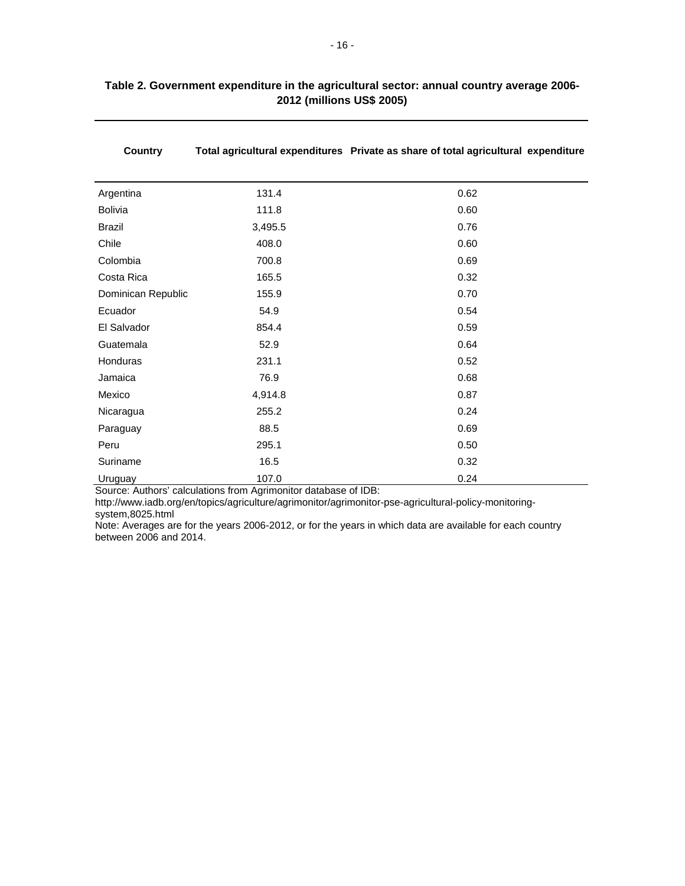**Table 2. Government expenditure in the agricultural sector: annual country average 2006-2012 (millions US$ 2005)**

| Country | Total agricultural expenditures | Private as share of total agricultural expenditure |
|---|---|---|
| Argentina | 131.4 | 0.62 |
| Bolivia | 111.8 | 0.60 |
| Brazil | 3,495.5 | 0.76 |
| Chile | 408.0 | 0.60 |
| Colombia | 700.8 | 0.69 |
| Costa Rica | 165.5 | 0.32 |
| Dominican Republic | 155.9 | 0.70 |
| Ecuador | 54.9 | 0.54 |
| El Salvador | 854.4 | 0.59 |
| Guatemala | 52.9 | 0.64 |
| Honduras | 231.1 | 0.52 |
| Jamaica | 76.9 | 0.68 |
| Mexico | 4,914.8 | 0.87 |
| Nicaragua | 255.2 | 0.24 |
| Paraguay | 88.5 | 0.69 |
| Peru | 295.1 | 0.50 |
| Suriname | 16.5 | 0.32 |
| Uruguay | 107.0 | 0.24 |

Source: Authors' calculations from Agrimonitor database of IDB: http://www.iadb.org/en/topics/agriculture/agrimonitor/agrimonitor-pse-agricultural-policy-monitoring-system,8025.html

Note: Averages are for the years 2006-2012, or for the years in which data are available for each country between 2006 and 2014.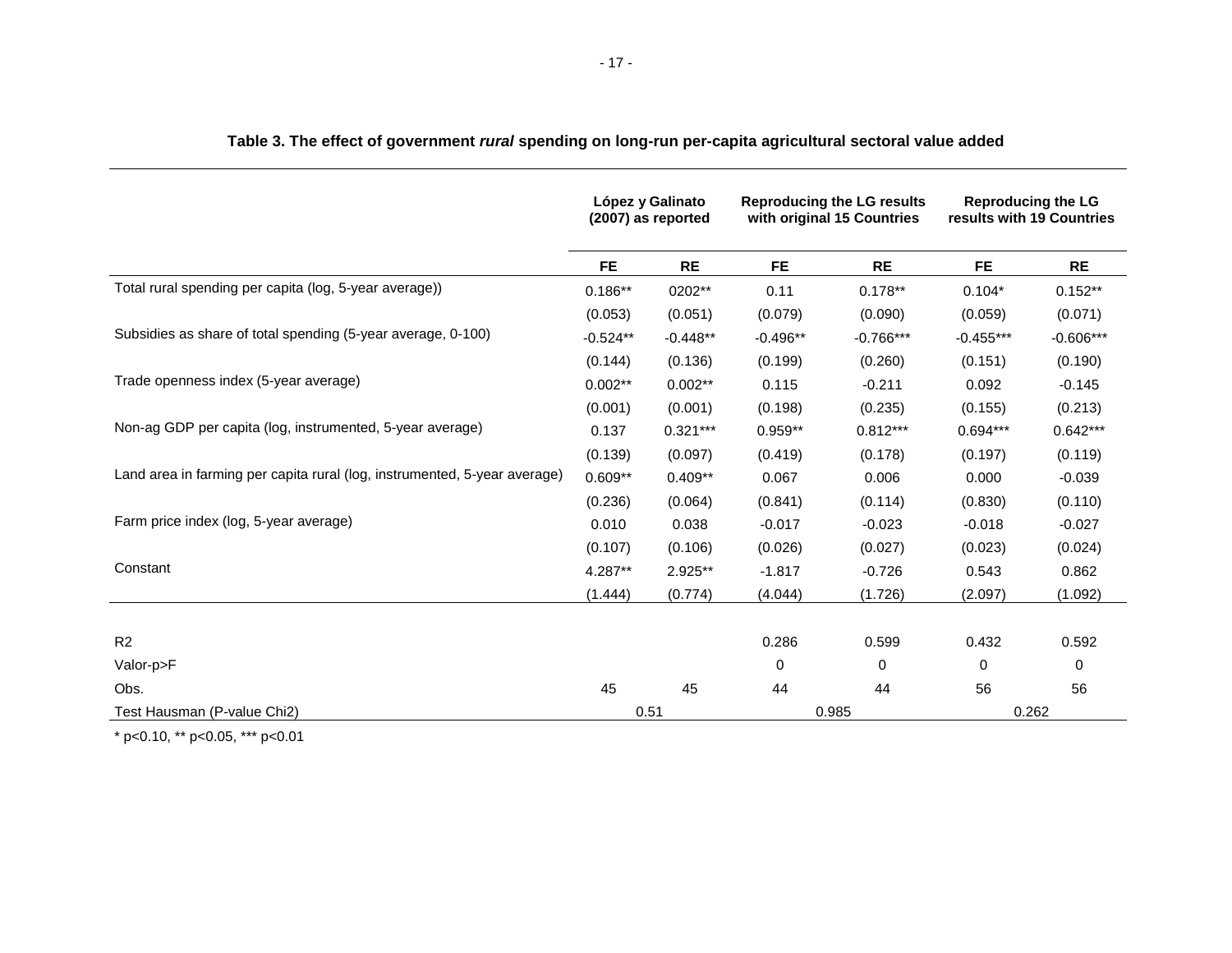**Table 3. The effect of government *rural* spending on long-run per-capita agricultural sectoral value added**

| | López y Galinato (2007) as reported | | Reproducing the LG results with original 15 Countries | | Reproducing the LG results with 19 Countries | |
|---|---|---|---|---|---|---|
| | FE | RE | FE | RE | FE | RE |
| Total rural spending per capita (log, 5-year average)) | 0.186** | 0202** | 0.11 | 0.178** | 0.104* | 0.152** |
| | (0.053) | (0.051) | (0.079) | (0.090) | (0.059) | (0.071) |
| Subsidies as share of total spending (5-year average, 0-100) | -0.524** | -0.448** | -0.496** | -0.766*** | -0.455*** | -0.606*** |
| | (0.144) | (0.136) | (0.199) | (0.260) | (0.151) | (0.190) |
| Trade openness index (5-year average) | 0.002** | 0.002** | 0.115 | -0.211 | 0.092 | -0.145 |
| | (0.001) | (0.001) | (0.198) | (0.235) | (0.155) | (0.213) |
| Non-ag GDP per capita (log, instrumented, 5-year average) | 0.137 | 0.321*** | 0.959** | 0.812*** | 0.694*** | 0.642*** |
| | (0.139) | (0.097) | (0.419) | (0.178) | (0.197) | (0.119) |
| Land area in farming per capita rural (log, instrumented, 5-year average) | 0.609** | 0.409** | 0.067 | 0.006 | 0.000 | -0.039 |
| | (0.236) | (0.064) | (0.841) | (0.114) | (0.830) | (0.110) |
| Farm price index (log, 5-year average) | 0.010 | 0.038 | -0.017 | -0.023 | -0.018 | -0.027 |
| | (0.107) | (0.106) | (0.026) | (0.027) | (0.023) | (0.024) |
| Constant | 4.287** | 2.925** | -1.817 | -0.726 | 0.543 | 0.862 |
| | (1.444) | (0.774) | (4.044) | (1.726) | (2.097) | (1.092) |
| R2 | | | 0.286 | 0.599 | 0.432 | 0.592 |
| Valor-p>F | | | 0 | 0 | 0 | 0 |
| Obs. | 45 | 45 | 44 | 44 | 56 | 56 |
| Test Hausman (P-value Chi2) | 0.51 | | 0.985 | | 0.262 | |

\* p<0.10, ** p<0.05, *** p<0.01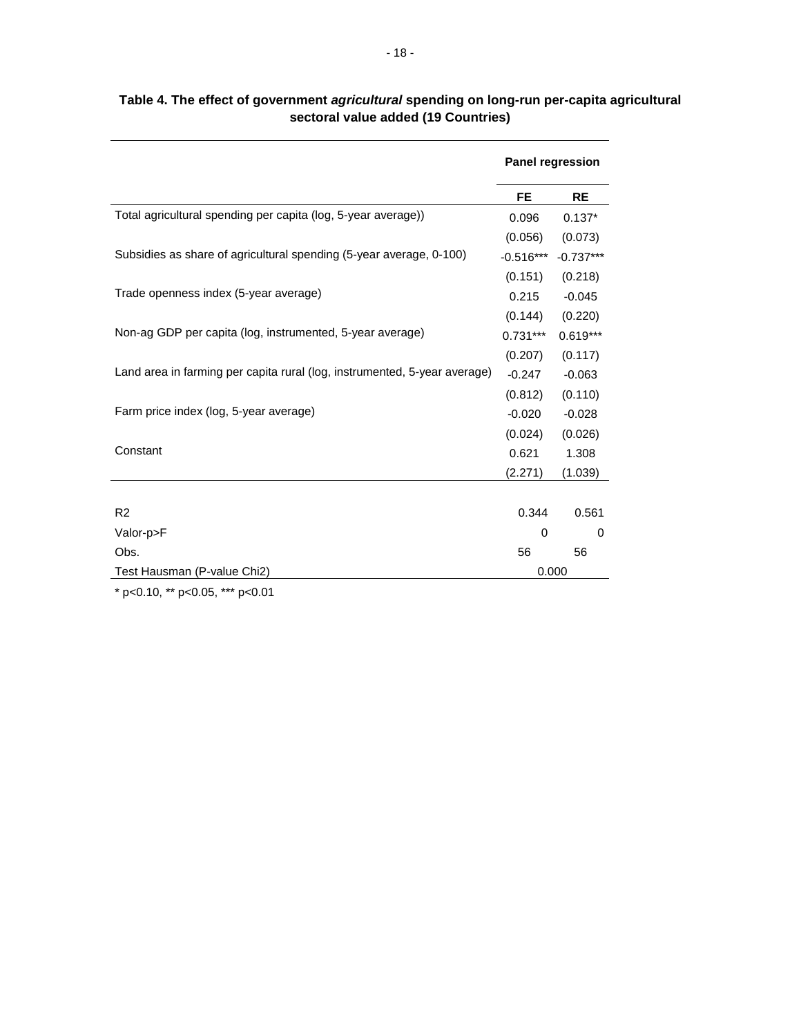**Table 4. The effect of government *agricultural* spending on long-run per-capita agricultural sectoral value added (19 Countries)**

| | Panel regression | |
|---|---|---|
| | FE | RE |
| Total agricultural spending per capita (log, 5-year average)) | 0.096 | 0.137* |
| | (0.056) | (0.073) |
| Subsidies as share of agricultural spending (5-year average, 0-100) | -0.516*** | -0.737*** |
| | (0.151) | (0.218) |
| Trade openness index (5-year average) | 0.215 | -0.045 |
| | (0.144) | (0.220) |
| Non-ag GDP per capita (log, instrumented, 5-year average) | 0.731*** | 0.619*** |
| | (0.207) | (0.117) |
| Land area in farming per capita rural (log, instrumented, 5-year average) | -0.247 | -0.063 |
| | (0.812) | (0.110) |
| Farm price index (log, 5-year average) | -0.020 | -0.028 |
| | (0.024) | (0.026) |
| Constant | 0.621 | 1.308 |
| | (2.271) | (1.039) |
| | | |
| R2 | 0.344 | 0.561 |
| Valor-p>F | 0 | 0 |
| Obs. | 56 | 56 |
| Test Hausman (P-value Chi2) | 0.000 | |

* p<0.10, ** p<0.05, *** p<0.01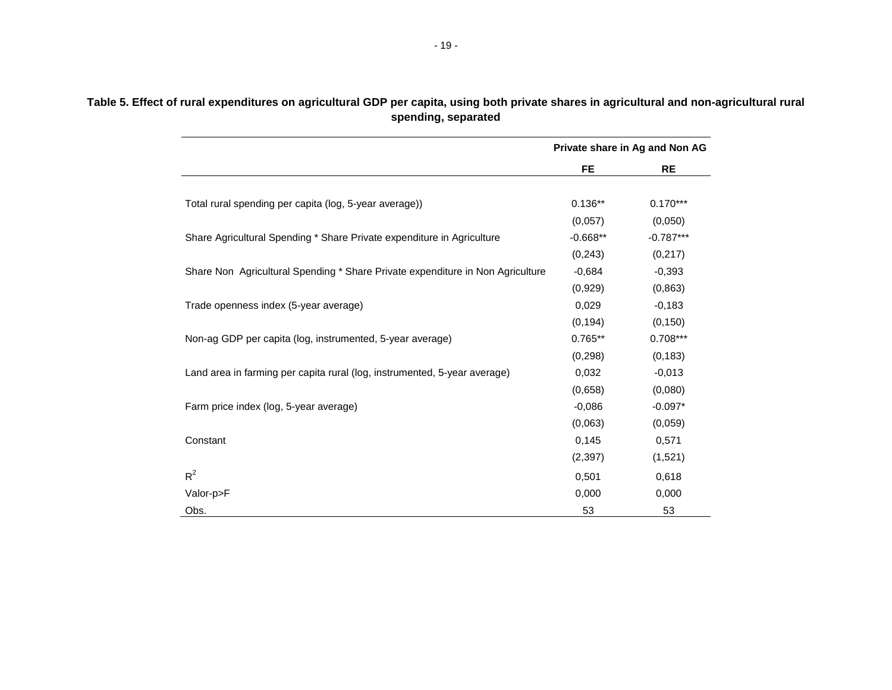**Table 5. Effect of rural expenditures on agricultural GDP per capita, using both private shares in agricultural and non-agricultural rural spending, separated**

| | Private share in Ag and Non AG | |
|---|---|---|
| | **FE** | **RE** |
| Total rural spending per capita (log, 5-year average)) | 0.136** | 0.170*** |
| | (0,057) | (0,050) |
| Share Agricultural Spending * Share Private expenditure in Agriculture | -0.668** | -0.787*** |
| | (0,243) | (0,217) |
| Share Non Agricultural Spending * Share Private expenditure in Non Agriculture | -0,684 | -0,393 |
| | (0,929) | (0,863) |
| Trade openness index (5-year average) | 0,029 | -0,183 |
| | (0,194) | (0,150) |
| Non-ag GDP per capita (log, instrumented, 5-year average) | 0.765** | 0.708*** |
| | (0,298) | (0,183) |
| Land area in farming per capita rural (log, instrumented, 5-year average) | 0,032 | -0,013 |
| | (0,658) | (0,080) |
| Farm price index (log, 5-year average) | -0,086 | -0.097* |
| | (0,063) | (0,059) |
| Constant | 0,145 | 0,571 |
| | (2,397) | (1,521) |
| $R^2$ | 0,501 | 0,618 |
| Valor-p>F | 0,000 | 0,000 |
| Obs. | 53 | 53 |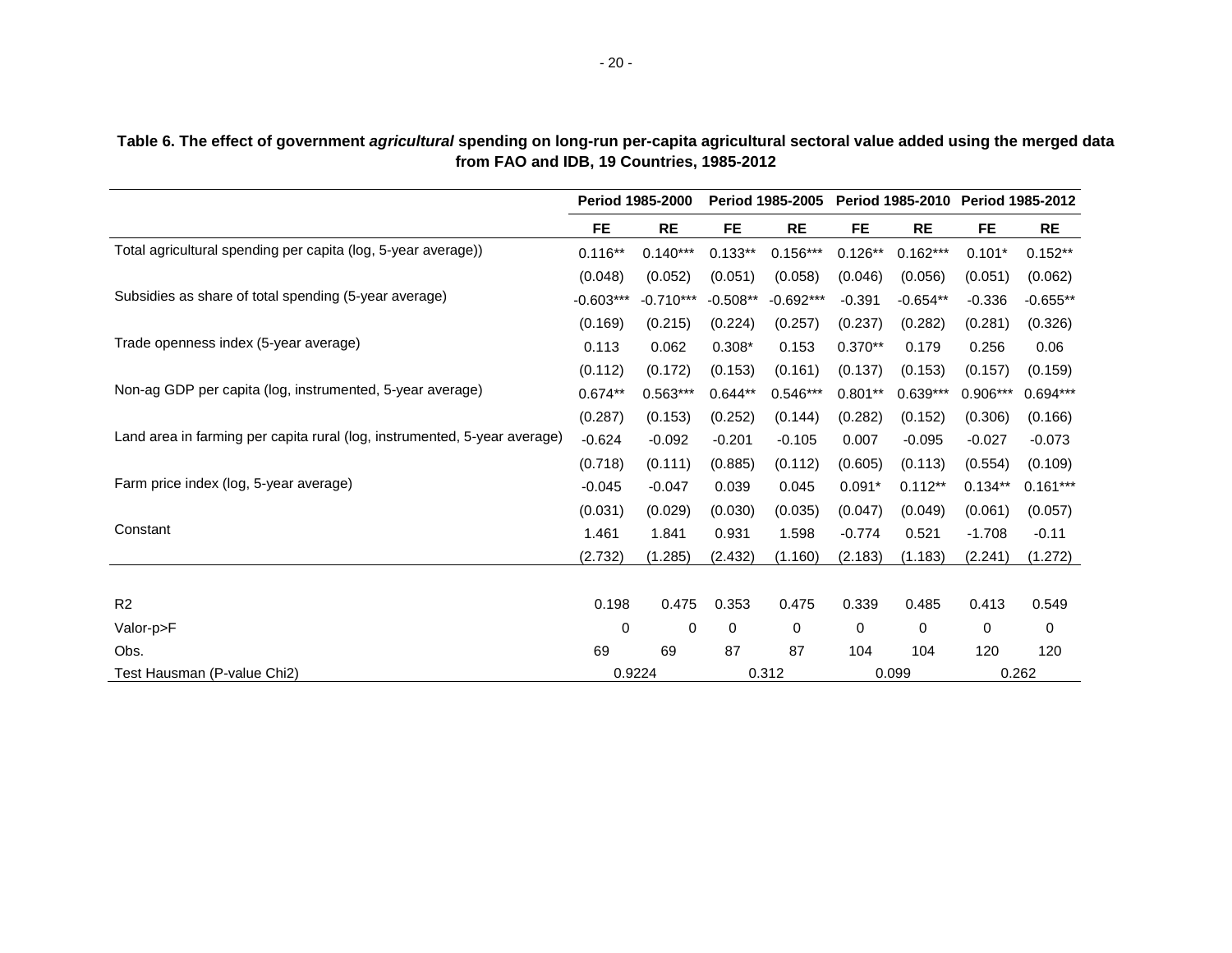**Table 6. The effect of government *agricultural* spending on long-run per-capita agricultural sectoral value added using the merged data from FAO and IDB, 19 Countries, 1985-2012**

| | Period 1985-2000 | | Period 1985-2005 | | Period 1985-2010 | | Period 1985-2012 | |
|---|---|---|---|---|---|---|---|---|
| | FE | RE | FE | RE | FE | RE | FE | RE |
| Total agricultural spending per capita (log, 5-year average)) | 0.116** | 0.140*** | 0.133** | 0.156*** | 0.126** | 0.162*** | 0.101* | 0.152** |
| | (0.048) | (0.052) | (0.051) | (0.058) | (0.046) | (0.056) | (0.051) | (0.062) |
| Subsidies as share of total spending (5-year average) | -0.603*** | -0.710*** | -0.508** | -0.692*** | -0.391 | -0.654** | -0.336 | -0.655** |
| | (0.169) | (0.215) | (0.224) | (0.257) | (0.237) | (0.282) | (0.281) | (0.326) |
| Trade openness index (5-year average) | 0.113 | 0.062 | 0.308* | 0.153 | 0.370** | 0.179 | 0.256 | 0.06 |
| | (0.112) | (0.172) | (0.153) | (0.161) | (0.137) | (0.153) | (0.157) | (0.159) |
| Non-ag GDP per capita (log, instrumented, 5-year average) | 0.674** | 0.563*** | 0.644** | 0.546*** | 0.801** | 0.639*** | 0.906*** | 0.694*** |
| | (0.287) | (0.153) | (0.252) | (0.144) | (0.282) | (0.152) | (0.306) | (0.166) |
| Land area in farming per capita rural (log, instrumented, 5-year average) | -0.624 | -0.092 | -0.201 | -0.105 | 0.007 | -0.095 | -0.027 | -0.073 |
| | (0.718) | (0.111) | (0.885) | (0.112) | (0.605) | (0.113) | (0.554) | (0.109) |
| Farm price index (log, 5-year average) | -0.045 | -0.047 | 0.039 | 0.045 | 0.091* | 0.112** | 0.134** | 0.161*** |
| | (0.031) | (0.029) | (0.030) | (0.035) | (0.047) | (0.049) | (0.061) | (0.057) |
| Constant | 1.461 | 1.841 | 0.931 | 1.598 | -0.774 | 0.521 | -1.708 | -0.11 |
| | (2.732) | (1.285) | (2.432) | (1.160) | (2.183) | (1.183) | (2.241) | (1.272) |
| R2 | 0.198 | 0.475 | 0.353 | 0.475 | 0.339 | 0.485 | 0.413 | 0.549 |
| Valor-p>F | 0 | 0 | 0 | 0 | 0 | 0 | 0 | 0 |
| Obs. | 69 | 69 | 87 | 87 | 104 | 104 | 120 | 120 |
| Test Hausman (P-value Chi2) | 0.9224 | | 0.312 | | 0.099 | | 0.262 | |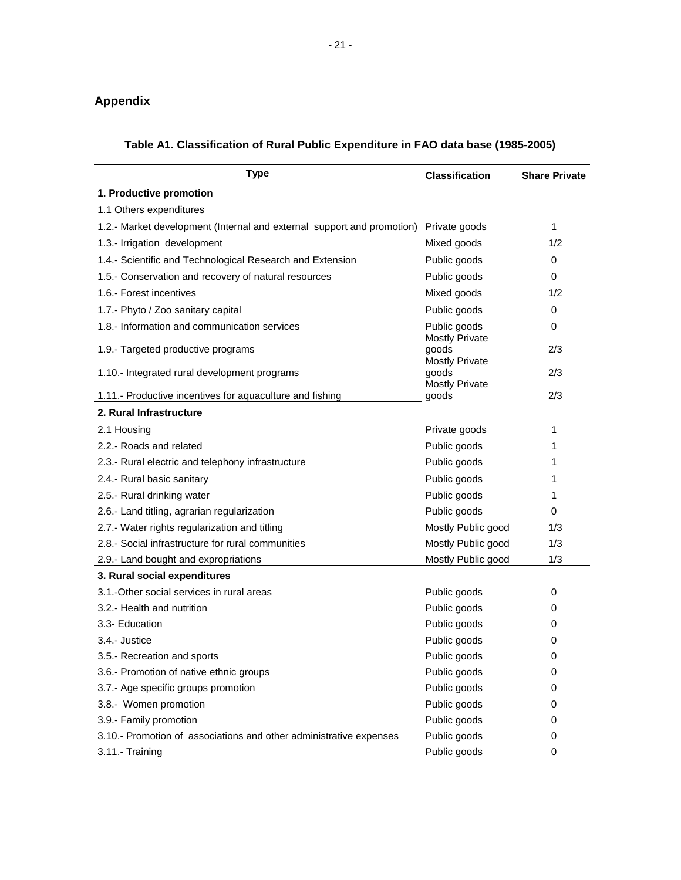## Appendix

**Table A1. Classification of Rural Public Expenditure in FAO data base (1985-2005)**

| Type | Classification | Share Private |
|---|---|---|
| **1. Productive promotion** | | |
| 1.1 Others expenditures | | |
| 1.2.- Market development (Internal and external support and promotion) | Private goods | 1 |
| 1.3.- Irrigation development | Mixed goods | 1/2 |
| 1.4.- Scientific and Technological Research and Extension | Public goods | 0 |
| 1.5.- Conservation and recovery of natural resources | Public goods | 0 |
| 1.6.- Forest incentives | Mixed goods | 1/2 |
| 1.7.- Phyto / Zoo sanitary capital | Public goods | 0 |
| 1.8.- Information and communication services | Public goods | 0 |
| 1.9.- Targeted productive programs | Mostly Private goods | 2/3 |
| 1.10.- Integrated rural development programs | Mostly Private goods | 2/3 |
| 1.11.- Productive incentives for aquaculture and fishing | Mostly Private goods | 2/3 |
| **2. Rural Infrastructure** | | |
| 2.1 Housing | Private goods | 1 |
| 2.2.- Roads and related | Public goods | 1 |
| 2.3.- Rural electric and telephony infrastructure | Public goods | 1 |
| 2.4.- Rural basic sanitary | Public goods | 1 |
| 2.5.- Rural drinking water | Public goods | 1 |
| 2.6.- Land titling, agrarian regularization | Public goods | 0 |
| 2.7.- Water rights regularization and titling | Mostly Public good | 1/3 |
| 2.8.- Social infrastructure for rural communities | Mostly Public good | 1/3 |
| 2.9.- Land bought and expropriations | Mostly Public good | 1/3 |
| **3. Rural social expenditures** | | |
| 3.1.-Other social services in rural areas | Public goods | 0 |
| 3.2.- Health and nutrition | Public goods | 0 |
| 3.3- Education | Public goods | 0 |
| 3.4.- Justice | Public goods | 0 |
| 3.5.- Recreation and sports | Public goods | 0 |
| 3.6.- Promotion of native ethnic groups | Public goods | 0 |
| 3.7.- Age specific groups promotion | Public goods | 0 |
| 3.8.- Women promotion | Public goods | 0 |
| 3.9.- Family promotion | Public goods | 0 |
| 3.10.- Promotion of associations and other administrative expenses | Public goods | 0 |
| 3.11.- Training | Public goods | 0 |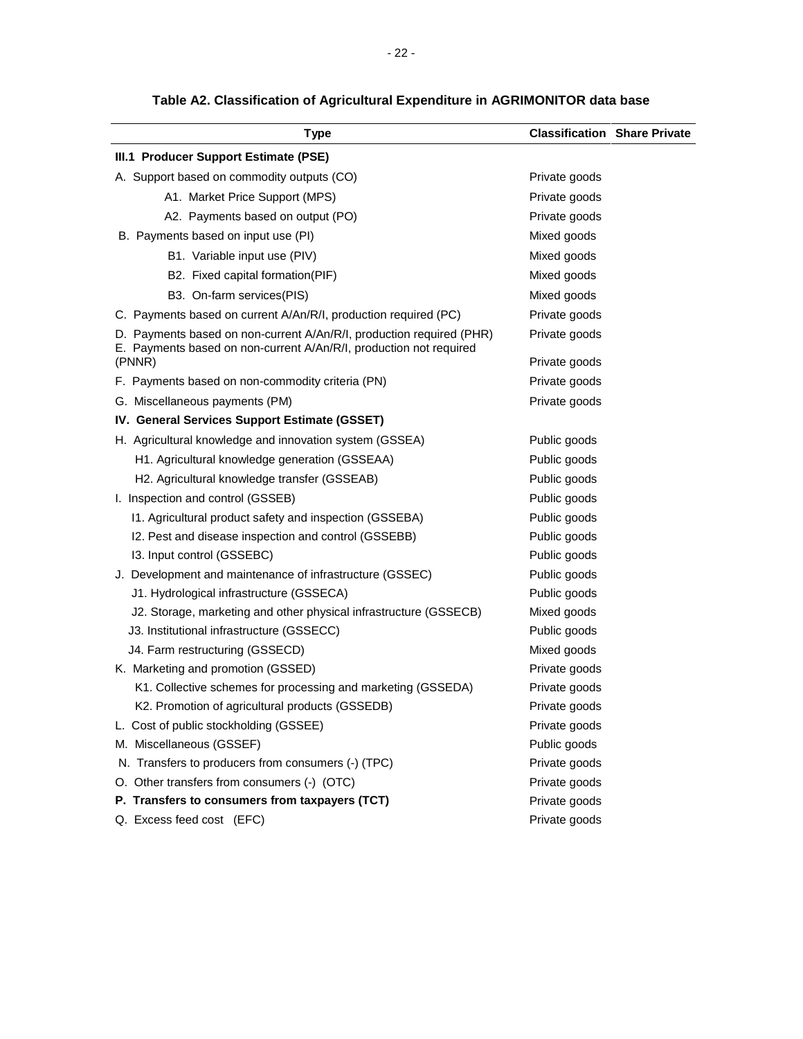**Table A2. Classification of Agricultural Expenditure in AGRIMONITOR data base**

| Type | Classification | Share Private |
|---|---|---|
| **III.1 Producer Support Estimate (PSE)** | | |
| A. Support based on commodity outputs (CO) | Private goods | |
| A1. Market Price Support (MPS) | Private goods | |
| A2. Payments based on output (PO) | Private goods | |
| B. Payments based on input use (PI) | Mixed goods | |
| B1. Variable input use (PIV) | Mixed goods | |
| B2. Fixed capital formation(PIF) | Mixed goods | |
| B3. On-farm services(PIS) | Mixed goods | |
| C. Payments based on current A/An/R/I, production required (PC) | Private goods | |
| D. Payments based on non-current A/An/R/I, production required (PHR) | Private goods | |
| E. Payments based on non-current A/An/R/I, production not required (PNNR) | Private goods | |
| F. Payments based on non-commodity criteria (PN) | Private goods | |
| G. Miscellaneous payments (PM) | Private goods | |
| **IV. General Services Support Estimate (GSSET)** | | |
| H. Agricultural knowledge and innovation system (GSSEA) | Public goods | |
| H1. Agricultural knowledge generation (GSSEAA) | Public goods | |
| H2. Agricultural knowledge transfer (GSSEAB) | Public goods | |
| I. Inspection and control (GSSEB) | Public goods | |
| I1. Agricultural product safety and inspection (GSSEBA) | Public goods | |
| I2. Pest and disease inspection and control (GSSEBB) | Public goods | |
| I3. Input control (GSSEBC) | Public goods | |
| J. Development and maintenance of infrastructure (GSSEC) | Public goods | |
| J1. Hydrological infrastructure (GSSECA) | Public goods | |
| J2. Storage, marketing and other physical infrastructure (GSSECB) | Mixed goods | |
| J3. Institutional infrastructure (GSSECC) | Public goods | |
| J4. Farm restructuring (GSSECD) | Mixed goods | |
| K. Marketing and promotion (GSSED) | Private goods | |
| K1. Collective schemes for processing and marketing (GSSEDA) | Private goods | |
| K2. Promotion of agricultural products (GSSEDB) | Private goods | |
| L. Cost of public stockholding (GSSEE) | Private goods | |
| M. Miscellaneous (GSSEF) | Public goods | |
| N. Transfers to producers from consumers (-) (TPC) | Private goods | |
| O. Other transfers from consumers (-) (OTC) | Private goods | |
| **P. Transfers to consumers from taxpayers (TCT)** | Private goods | |
| Q. Excess feed cost (EFC) | Private goods | |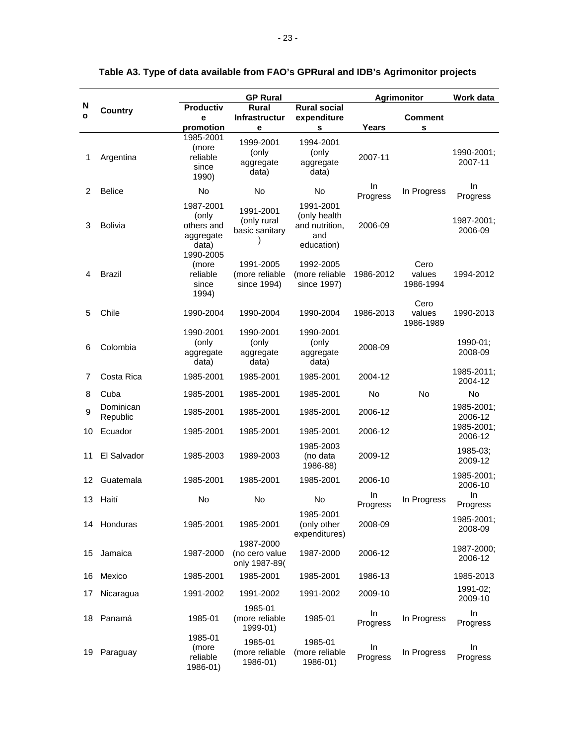**Table A3. Type of data available from FAO's GPRural and IDB's Agrimonitor projects**

| No | Country | GP Rural | | | Agrimonitor | | Work data |
|---|---|---|---|---|---|---|---|
| | | Productive promotion | Rural Infrastructure | Rural social expenditures | Years | Comments | |
| 1 | Argentina | 1985-2001 (more reliable since 1990) | 1999-2001 (only aggregate data) | 1994-2001 (only aggregate data) | 2007-11 | | 1990-2001; 2007-11 |
| 2 | Belice | No | No | No | In Progress | In Progress | In Progress |
| 3 | Bolivia | 1987-2001 (only others and aggregate data) | 1991-2001 (only rural basic sanitary ) | 1991-2001 (only health and nutrition, and education) | 2006-09 | | 1987-2001; 2006-09 |
| 4 | Brazil | 1990-2005 (more reliable since 1994) | 1991-2005 (more reliable since 1994) | 1992-2005 (more reliable since 1997) | 1986-2012 | Cero values 1986-1994 | 1994-2012 |
| 5 | Chile | 1990-2004 | 1990-2004 | 1990-2004 | 1986-2013 | Cero values 1986-1989 | 1990-2013 |
| 6 | Colombia | 1990-2001 (only aggregate data) | 1990-2001 (only aggregate data) | 1990-2001 (only aggregate data) | 2008-09 | | 1990-01; 2008-09 |
| 7 | Costa Rica | 1985-2001 | 1985-2001 | 1985-2001 | 2004-12 | | 1985-2011; 2004-12 |
| 8 | Cuba | 1985-2001 | 1985-2001 | 1985-2001 | No | No | No |
| 9 | Dominican Republic | 1985-2001 | 1985-2001 | 1985-2001 | 2006-12 | | 1985-2001; 2006-12 |
| 10 | Ecuador | 1985-2001 | 1985-2001 | 1985-2001 | 2006-12 | | 1985-2001; 2006-12 |
| 11 | El Salvador | 1985-2003 | 1989-2003 | 1985-2003 (no data 1986-88) | 2009-12 | | 1985-03; 2009-12 |
| 12 | Guatemala | 1985-2001 | 1985-2001 | 1985-2001 | 2006-10 | | 1985-2001; 2006-10 |
| 13 | Haití | No | No | No | In Progress | In Progress | In Progress |
| 14 | Honduras | 1985-2001 | 1985-2001 | 1985-2001 (only other expenditures) | 2008-09 | | 1985-2001; 2008-09 |
| 15 | Jamaica | 1987-2000 | 1987-2000 (no cero value only 1987-89( | 1987-2000 | 2006-12 | | 1987-2000; 2006-12 |
| 16 | Mexico | 1985-2001 | 1985-2001 | 1985-2001 | 1986-13 | | 1985-2013 |
| 17 | Nicaragua | 1991-2002 | 1991-2002 | 1991-2002 | 2009-10 | | 1991-02; 2009-10 |
| 18 | Panamá | 1985-01 | 1985-01 (more reliable 1999-01) | 1985-01 | In Progress | In Progress | In Progress |
| 19 | Paraguay | 1985-01 (more reliable 1986-01) | 1985-01 (more reliable 1986-01) | 1985-01 (more reliable 1986-01) | In Progress | In Progress | In Progress |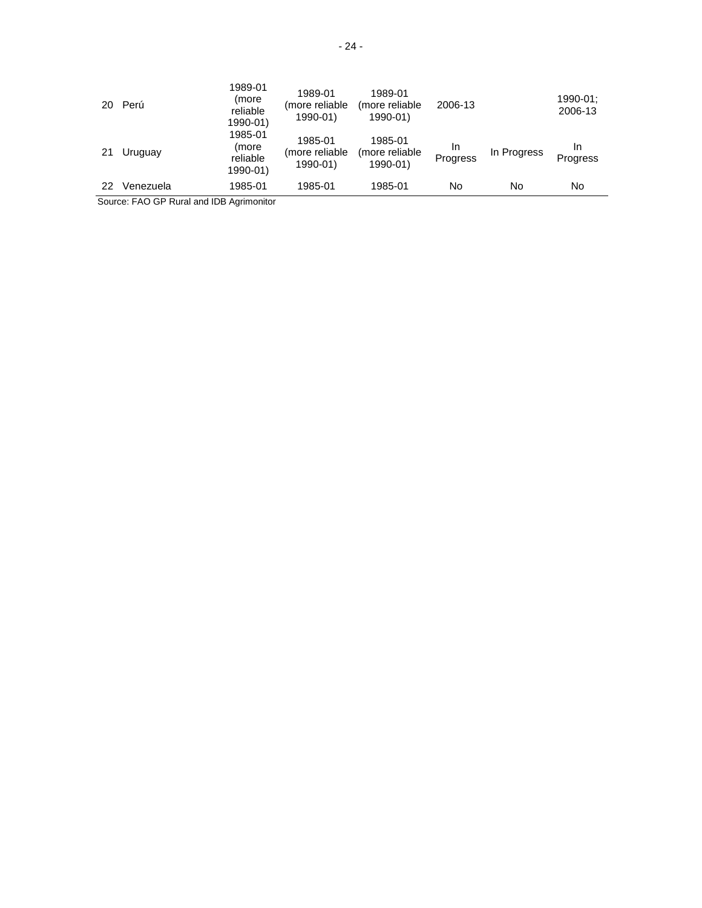| | | | | | | | |
|---|---|---|---|---|---|---|---|
| 20 | Perú | 1989-01 (more reliable 1990-01) | 1989-01 (more reliable 1990-01) | 1989-01 (more reliable 1990-01) | 2006-13 | | 1990-01; 2006-13 |
| 21 | Uruguay | 1985-01 (more reliable 1990-01) | 1985-01 (more reliable 1990-01) | 1985-01 (more reliable 1990-01) | In Progress | In Progress | In Progress |
| 22 | Venezuela | 1985-01 | 1985-01 | 1985-01 | No | No | No |

Source: FAO GP Rural and IDB Agrimonitor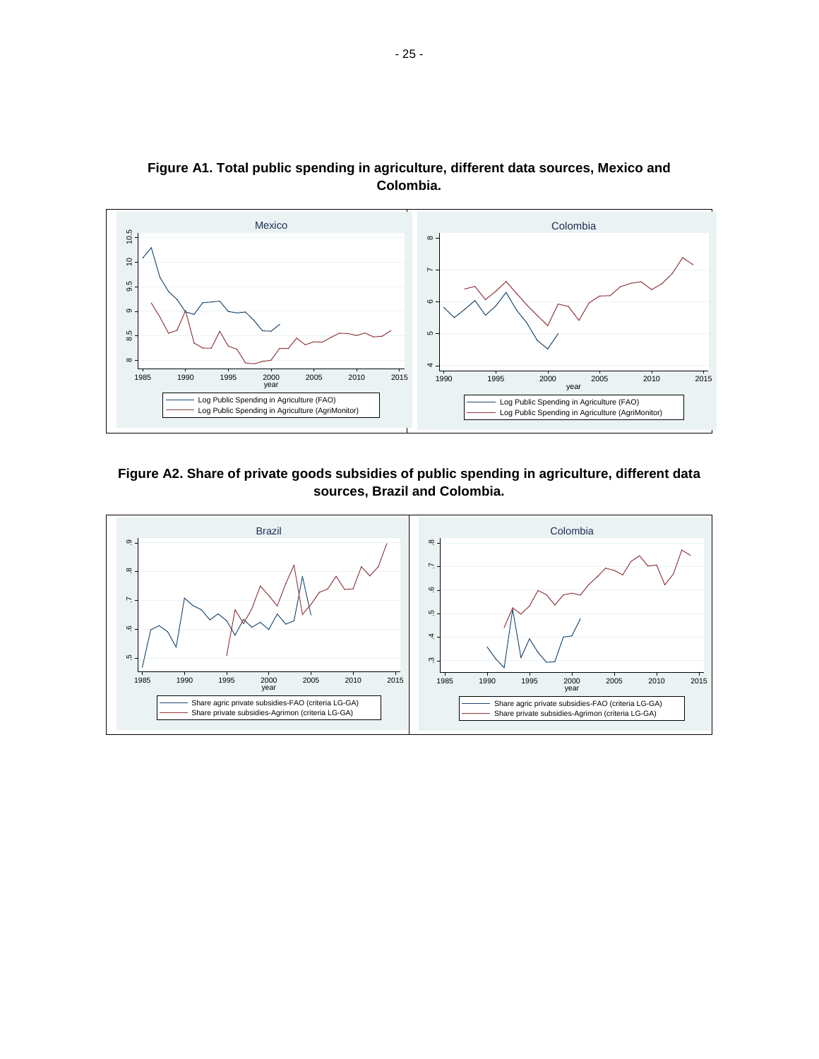**Figure A1. Total public spending in agriculture, different data sources, Mexico and Colombia.**

Mexico

10.5
10
9.5
9
8.5
8

1985 1990 1995 2000 2005 2010 2015

year

Log Public Spending in Agriculture (FAO)

Log Public Spending in Agriculture (AgriMonitor)

Colombia

8
7
6
5
4

1990 1995 2000 2005 2010 2015

year

Log Public Spending in Agriculture (FAO)

Log Public Spending in Agriculture (AgriMonitor)

**Figure A2. Share of private goods subsidies of public spending in agriculture, different data sources, Brazil and Colombia.**

Brazil

.9
.8
.7
.6
.5

1985 1990 1995 2000 2005 2010 2015

year

Share agric private subsidies-FAO (criteria LG-GA)

Share private subsidies-Agrimon (criteria LG-GA)

Colombia

.8
.7
.6
.5
.4
.3

1985 1990 1995 2000 2005 2010 2015

year

Share agric private subsidies-FAO (criteria LG-GA)

Share private subsidies-Agrimon (criteria LG-GA)